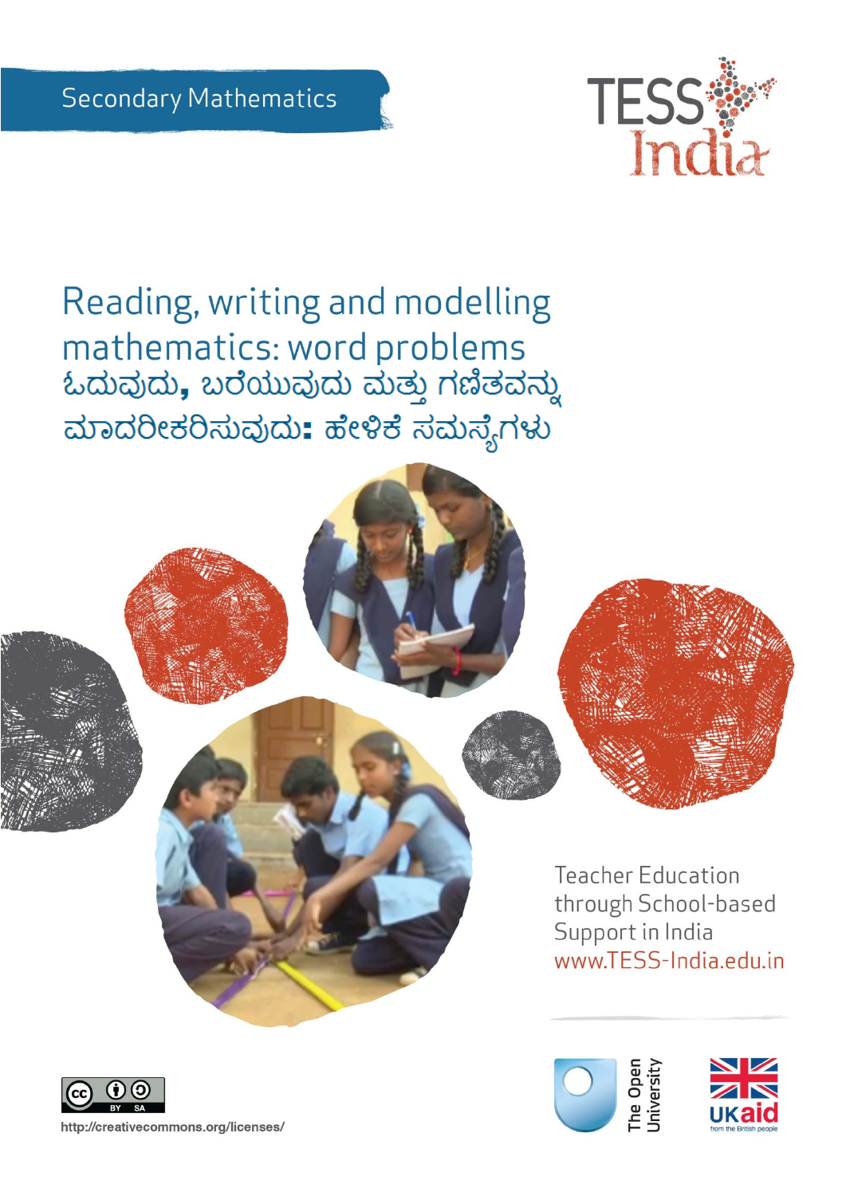Secondary Mathematics

TESS India

# Reading, writing and modelling mathematics: word problems

# ಓದುವುದು, ಬರೆಯುವುದು ಮತ್ತು ಗಣಿತವನ್ನು ಮಾದರೀಕರಿಸುವುದು: ಹೇಳಿಕೆ ಸಮಸ್ಯೆಗಳು

Teacher Education through School-based Support in India

www.TESS-India.edu.in

http://creativecommons.org/licenses/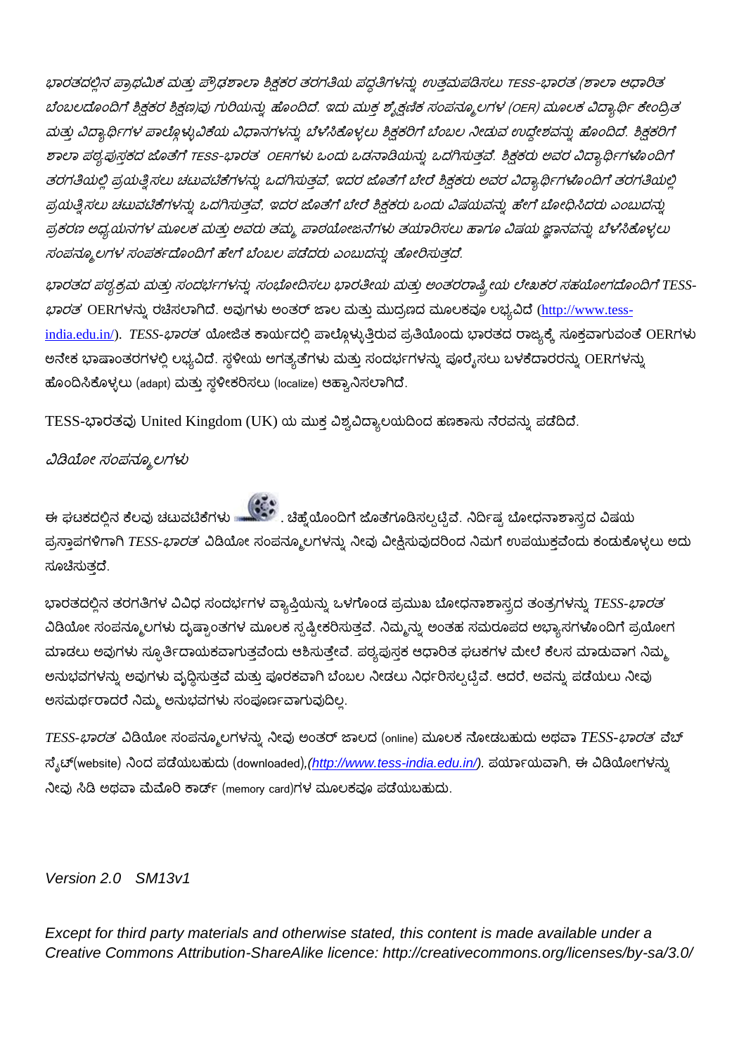*ಭಾರತದಲ್ಲಿನ ಪ್ರಾಥಮಿಕ ಮತ್ತು ಪ್ರೌಢಶಾಲಾ ಶಿಕ್ಷಕರ ತರಗತಿಯ ಪದ್ಧತಿಗಳನ್ನು ಉತ್ತಮಪಡಿಸಲು TESS-ಭಾರತ (ಶಾಲಾ ಆಧಾರಿತ ಬೆಂಬಲದೊಂದಿಗೆ ಶಿಕ್ಷಕರ ಶಿಕ್ಷಣ)ವು ಗುರಿಯನ್ನು ಹೊಂದಿದೆ. ಇದು ಮುಕ್ತ ಶೈಕ್ಷಣಿಕ ಸಂಪನ್ಮೂಲಗಳ (OER) ಮೂಲಕ ವಿದ್ಯಾರ್ಥಿ ಕೇಂದ್ರಿತ ಮತ್ತು ವಿದ್ಯಾರ್ಥಿಗಳ ಪಾಲ್ಗೊಳ್ಳುವಿಕೆಯ ವಿಧಾನಗಳನ್ನು ಬೆಳೆಸಿಕೊಳ್ಳಲು ಶಿಕ್ಷಕರಿಗೆ ಬೆಂಬಲ ನೀಡುವ ಉದ್ದೇಶವನ್ನು ಹೊಂದಿದೆ. ಶಿಕ್ಷಕರಿಗೆ ಶಾಲಾ ಪಠ್ಯಪುಸ್ತಕದ ಜೊತೆಗೆ TESS-ಭಾರತ OERಗಳು ಒಂದು ಒಡನಾಡಿಯನ್ನು ಒದಗಿಸುತ್ತವೆ. ಶಿಕ್ಷಕರು ಅವರ ವಿದ್ಯಾರ್ಥಿಗಳೊಂದಿಗೆ ತರಗತಿಯಲ್ಲಿ ಪ್ರಯತ್ನಿಸಲು ಚಟುವಟಿಕೆಗಳನ್ನು ಒದಗಿಸುತ್ತವೆ, ಇದರ ಜೊತೆಗೆ ಬೇರೆ ಶಿಕ್ಷಕರು ಅವರ ವಿದ್ಯಾರ್ಥಿಗಳೊಂದಿಗೆ ತರಗತಿಯಲ್ಲಿ ಪ್ರಯತ್ನಿಸಲು ಚಟುವಟಿಕೆಗಳನ್ನು ಒದಗಿಸುತ್ತವೆ, ಇದರ ಜೊತೆಗೆ ಬೇರೆ ಶಿಕ್ಷಕರು ಒಂದು ವಿಷಯವನ್ನು ಹೇಗೆ ಬೋಧಿಸಿದರು ಎಂಬುದನ್ನು ಪ್ರಕರಣ ಅಧ್ಯಯನಗಳ ಮೂಲಕ ಮತ್ತು ಅವರು ತಮ್ಮ ಪಾಠಯೋಜನೆಗಳು ತಯಾರಿಸಲು ಹಾಗೂ ವಿಷಯ ಜ್ಞಾನವನ್ನು ಬೆಳೆಸಿಕೊಳ್ಳಲು ಸಂಪನ್ಮೂಲಗಳ ಸಂಪರ್ಕದೊಂದಿಗೆ ಹೇಗೆ ಬೆಂಬಲ ಪಡೆದರು ಎಂಬುದನ್ನು ತೋರಿಸುತ್ತದೆ.*

*ಭಾರತದ ಪಠ್ಯಕ್ರಮ ಮತ್ತು ಸಂದರ್ಭಗಳನ್ನು ಸಂಭೋದಿಸಲು ಭಾರತೀಯ ಮತ್ತು ಅಂತರರಾಷ್ಟ್ರೀಯ ಲೇಖಕರ ಸಹಯೋಗದೊಂದಿಗೆ TESS-ಭಾರತ* OERಗಳನ್ನು ರಚಿಸಲಾಗಿದೆ. ಅವುಗಳು ಅಂತರ್ ಜಾಲ ಮತ್ತು ಮುದ್ರಣದ ಮೂಲಕವೂ ಲಭ್ಯವಿದೆ (http://www.tess-india.edu.in/). *TESS-ಭಾರತ* ಯೋಜಿತ ಕಾರ್ಯದಲ್ಲಿ ಪಾಲ್ಗೊಳ್ಳುತ್ತಿರುವ ಪ್ರತಿಯೊಂದು ಭಾರತದ ರಾಜ್ಯಕ್ಕೆ ಸೂಕ್ತವಾಗುವಂತೆ OERಗಳು ಅನೇಕ ಭಾಷಾಂತರಗಳಲ್ಲಿ ಲಭ್ಯವಿದೆ. ಸ್ಥಳೀಯ ಅಗತ್ಯತೆಗಳು ಮತ್ತು ಸಂದರ್ಭಗಳನ್ನು ಪೂರೈಸಲು ಬಳಕೆದಾರರನ್ನು OERಗಳನ್ನು ಹೊಂದಿಸಿಕೊಳ್ಳಲು (adapt) ಮತ್ತು ಸ್ಥಳೀಕರಿಸಲು (localize) ಆಹ್ವಾನಿಸಲಾಗಿದೆ.

TESS-ಭಾರತವು United Kingdom (UK) ಯ ಮುಕ್ತ ವಿಶ್ವವಿದ್ಯಾಲಯದಿಂದ ಹಣಕಾಸು ನೆರವನ್ನು ಪಡೆದಿದೆ.

*ವಿಡಿಯೋ ಸಂಪನ್ಮೂಲಗಳು*

ಈ ಘಟಕದಲ್ಲಿನ ಕೆಲವು ಚಟುವಟಿಕೆಗಳು . ಚಿಹ್ನೆಯೊಂದಿಗೆ ಜೊತೆಗೂಡಿಸಲ್ಪಟ್ಟಿವೆ. ನಿರ್ದಿಷ್ಟ ಬೋಧನಾಶಾಸ್ತ್ರದ ವಿಷಯ ಪ್ರಸ್ತಾಪಗಳಿಗಾಗಿ *TESS-ಭಾರತ* ವಿಡಿಯೋ ಸಂಪನ್ಮೂಲಗಳನ್ನು ನೀವು ವೀಕ್ಷಿಸುವುದರಿಂದ ನಿಮಗೆ ಉಪಯುಕ್ತವೆಂದು ಕಂಡುಕೊಳ್ಳಲು ಅದು ಸೂಚಿಸುತ್ತದೆ.

ಭಾರತದಲ್ಲಿನ ತರಗತಿಗಳ ವಿವಿಧ ಸಂದರ್ಭಗಳ ವ್ಯಾಪ್ತಿಯನ್ನು ಒಳಗೊಂಡ ಪ್ರಮುಖ ಬೋಧನಾಶಾಸ್ತ್ರದ ತಂತ್ರಗಳನ್ನು *TESS-ಭಾರತ* ವಿಡಿಯೋ ಸಂಪನ್ಮೂಲಗಳು ದೃಷ್ಟಾಂತಗಳ ಮೂಲಕ ಸ್ಪಷ್ಟೀಕರಿಸುತ್ತವೆ. ನಿಮ್ಮನ್ನು ಅಂತಹ ಸಮರೂಪದ ಅಭ್ಯಾಸಗಳೊಂದಿಗೆ ಪ್ರಯೋಗ ಮಾಡಲು ಅವುಗಳು ಸ್ಫೂರ್ತಿದಾಯಕವಾಗುತ್ತವೆಂದು ಆಶಿಸುತ್ತೇವೆ. ಪಠ್ಯಪುಸ್ತಕ ಆಧಾರಿತ ಘಟಕಗಳ ಮೇಲೆ ಕೆಲಸ ಮಾಡುವಾಗ ನಿಮ್ಮ ಅನುಭವಗಳನ್ನು ಅವುಗಳು ವೃದ್ಧಿಸುತ್ತವೆ ಮತ್ತು ಪೂರಕವಾಗಿ ಬೆಂಬಲ ನೀಡಲು ನಿರ್ಧರಿಸಲ್ಪಟ್ಟಿವೆ. ಆದರೆ, ಅವನ್ನು ಪಡೆಯಲು ನೀವು ಅಸಮರ್ಥರಾದರೆ ನಿಮ್ಮ ಅನುಭವಗಳು ಸಂಪೂರ್ಣವಾಗುವುದಿಲ್ಲ.

*TESS-ಭಾರತ* ವಿಡಿಯೋ ಸಂಪನ್ಮೂಲಗಳನ್ನು ನೀವು ಅಂತರ್ ಜಾಲದ (online) ಮೂಲಕ ನೋಡಬಹುದು ಅಥವಾ *TESS-ಭಾರತ* ವೆಬ್ ಸೈಟ್(website) ನಿಂದ ಪಡೆಯಬಹುದು (downloaded),*(http://www.tess-india.edu.in/)*. ಪರ್ಯಾಯವಾಗಿ, ಈ ವಿಡಿಯೋಗಳನ್ನು ನೀವು ಸಿಡಿ ಅಥವಾ ಮೆಮೊರಿ ಕಾರ್ಡ್ (memory card)ಗಳ ಮೂಲಕವೂ ಪಡೆಯಬಹುದು.

*Version 2.0 SM13v1*

*Except for third party materials and otherwise stated, this content is made available under a Creative Commons Attribution-ShareAlike licence: http://creativecommons.org/licenses/by-sa/3.0/*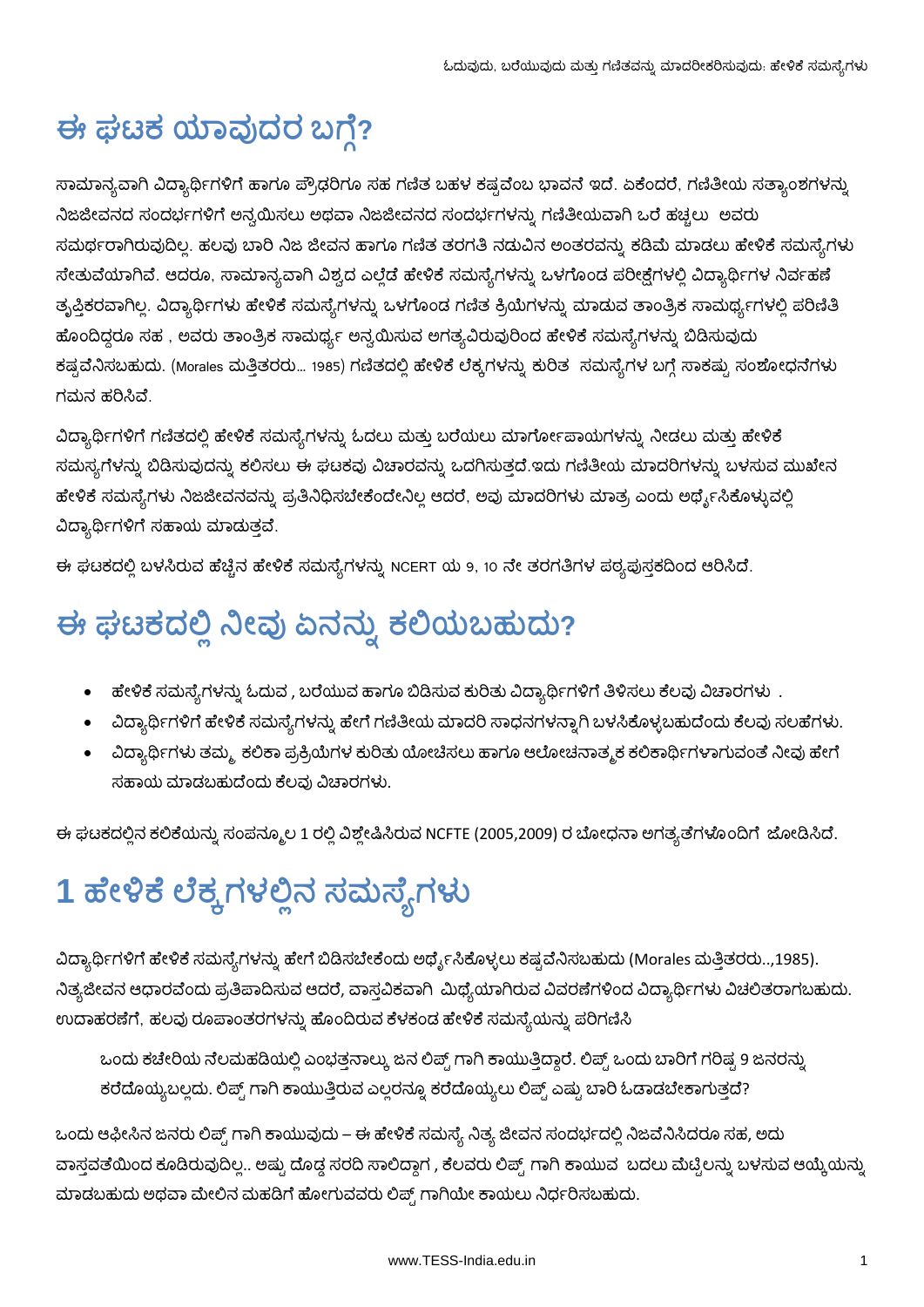# ಈ ಘಟಕ ಯಾವುದರ ಬಗ್ಗೆ?

ಸಾಮಾನ್ಯವಾಗಿ ವಿದ್ಯಾರ್ಥಿಗಳಿಗೆ ಹಾಗೂ ಪ್ರೌಢರಿಗೂ ಸಹ ಗಣಿತ ಬಹಳ ಕಷ್ಟವೆಂಬ ಭಾವನೆ ಇದೆ. ಏಕೆಂದರೆ, ಗಣಿತೀಯ ಸತ್ಯಾಂಶಗಳನ್ನು ನಿಜಜೀವನದ ಸಂದರ್ಭಗಳಿಗೆ ಅನ್ವಯಿಸಲು ಅಥವಾ ನಿಜಜೀವನದ ಸಂದರ್ಭಗಳನ್ನು ಗಣಿತೀಯವಾಗಿ ಒರೆ ಹಚ್ಚಲು ಅವರು ಸಮರ್ಥರಾಗಿರುವುದಿಲ್ಲ. ಹಲವು ಬಾರಿ ನಿಜ ಜೀವನ ಹಾಗೂ ಗಣಿತ ತರಗತಿ ನಡುವಿನ ಅಂತರವನ್ನು ಕಡಿಮೆ ಮಾಡಲು ಹೇಳಿಕೆ ಸಮಸ್ಯೆಗಳು ಸೇತುವೆಯಾಗಿವೆ. ಆದರೂ, ಸಾಮಾನ್ಯವಾಗಿ ವಿಶ್ವದ ಎಲ್ಲೆಡೆ ಹೇಳಿಕೆ ಸಮಸ್ಯೆಗಳನ್ನು ಒಳಗೊಂಡ ಪರೀಕ್ಷೆಗಳಲ್ಲಿ ವಿದ್ಯಾರ್ಥಿಗಳ ನಿರ್ವಹಣೆ ತೃಪ್ತಿಕರವಾಗಿಲ್ಲ. ವಿದ್ಯಾರ್ಥಿಗಳು ಹೇಳಿಕೆ ಸಮಸ್ಯೆಗಳನ್ನು ಒಳಗೊಂಡ ಗಣಿತ ಕ್ರಿಯೆಗಳನ್ನು ಮಾಡುವ ತಾಂತ್ರಿಕ ಸಾಮರ್ಥ್ಯಗಳಲ್ಲಿ ಪರಿಣಿತಿ ಹೊಂದಿದ್ದರೂ ಸಹ , ಅವರು ತಾಂತ್ರಿಕ ಸಾಮರ್ಥ್ಯ ಅನ್ವಯಿಸುವ ಅಗತ್ಯವಿರುವುದರಿಂದ ಹೇಳಿಕೆ ಸಮಸ್ಯೆಗಳನ್ನು ಬಿಡಿಸುವುದು ಕಷ್ಟವೆನಿಸಬಹುದು. (Morales ಮತ್ತಿತರರು... 1985) ಗಣಿತದಲ್ಲಿ ಹೇಳಿಕೆ ಲೆಕ್ಕಗಳನ್ನು ಕುರಿತ ಸಮಸ್ಯೆಗಳ ಬಗ್ಗೆ ಸಾಕಷ್ಟು ಸಂಶೋಧನೆಗಳು ಗಮನ ಹರಿಸಿವೆ.

ವಿದ್ಯಾರ್ಥಿಗಳಿಗೆ ಗಣಿತದಲ್ಲಿ ಹೇಳಿಕೆ ಸಮಸ್ಯೆಗಳನ್ನು ಓದಲು ಮತ್ತು ಬರೆಯಲು ಮಾರ್ಗೋಪಾಯಗಳನ್ನು ನೀಡಲು ಮತ್ತು ಹೇಳಿಕೆ ಸಮಸ್ಯೆಗಳನ್ನು ಬಿಡಿಸುವುದನ್ನು ಕಲಿಸಲು ಈ ಘಟಕವು ವಿಚಾರವನ್ನು ಒದಗಿಸುತ್ತದೆ.ಇದು ಗಣಿತೀಯ ಮಾದರಿಗಳನ್ನು ಬಳಸುವ ಮುಖೇನ ಹೇಳಿಕೆ ಸಮಸ್ಯೆಗಳು ನಿಜಜೀವನವನ್ನು ಪ್ರತಿನಿಧಿಸಬೇಕೆಂದೇನಿಲ್ಲ ಆದರೆ, ಅವು ಮಾದರಿಗಳು ಮಾತ್ರ ಎಂದು ಅರ್ಥೈಸಿಕೊಳ್ಳುವಲ್ಲಿ ವಿದ್ಯಾರ್ಥಿಗಳಿಗೆ ಸಹಾಯ ಮಾಡುತ್ತವೆ.

ಈ ಘಟಕದಲ್ಲಿ ಬಳಸಿರುವ ಹೆಚ್ಚಿನ ಹೇಳಿಕೆ ಸಮಸ್ಯೆಗಳನ್ನು NCERT ಯ 9, 10 ನೇ ತರಗತಿಗಳ ಪಠ್ಯಪುಸ್ತಕದಿಂದ ಆರಿಸಿದೆ.

# ಈ ಘಟಕದಲ್ಲಿ ನೀವು ಏನನ್ನು ಕಲಿಯಬಹುದು?

- ಹೇಳಿಕೆ ಸಮಸ್ಯೆಗಳನ್ನು ಓದುವ , ಬರೆಯುವ ಹಾಗೂ ಬಿಡಿಸುವ ಕುರಿತು ವಿದ್ಯಾರ್ಥಿಗಳಿಗೆ ತಿಳಿಸಲು ಕೆಲವು ವಿಚಾರಗಳು .
- ವಿದ್ಯಾರ್ಥಿಗಳಿಗೆ ಹೇಳಿಕೆ ಸಮಸ್ಯೆಗಳನ್ನು ಹೇಗೆ ಗಣಿತೀಯ ಮಾದರಿ ಸಾಧನಗಳನ್ನಾಗಿ ಬಳಸಿಕೊಳ್ಳಬಹುದೆಂದು ಕೆಲವು ಸಲಹೆಗಳು.
- ವಿದ್ಯಾರ್ಥಿಗಳು ತಮ್ಮ ಕಲಿಕಾ ಪ್ರಕ್ರಿಯೆಗಳ ಕುರಿತು ಯೋಚಿಸಲು ಹಾಗೂ ಆಲೋಚನಾತ್ಮಕ ಕಲಿಕಾರ್ಥಿಗಳಾಗುವಂತೆ ನೀವು ಹೇಗೆ ಸಹಾಯ ಮಾಡಬಹುದೆಂದು ಕೆಲವು ವಿಚಾರಗಳು.

ಈ ಘಟಕದಲ್ಲಿನ ಕಲಿಕೆಯನ್ನು ಸಂಪನ್ಮೂಲ 1 ರಲ್ಲಿ ವಿಶ್ಲೇಷಿಸಿರುವ NCFTE (2005,2009) ರ ಬೋಧನಾ ಅಗತ್ಯತೆಗಳೊಂದಿಗೆ ಜೋಡಿಸಿದೆ.

# 1 ಹೇಳಿಕೆ ಲೆಕ್ಕಗಳಲ್ಲಿನ ಸಮಸ್ಯೆಗಳು

ವಿದ್ಯಾರ್ಥಿಗಳಿಗೆ ಹೇಳಿಕೆ ಸಮಸ್ಯೆಗಳನ್ನು ಹೇಗೆ ಬಿಡಿಸಬೇಕೆಂದು ಅರ್ಥೈಸಿಕೊಳ್ಳಲು ಕಷ್ಟವೆನಿಸಬಹುದು (Morales ಮತ್ತಿತರರು..,1985). ನಿತ್ಯಜೀವನ ಆಧಾರವೆಂದು ಪ್ರತಿಪಾದಿಸುವ ಆದರೆ, ವಾಸ್ತವಿಕವಾಗಿ ಮಿಥ್ಯೆಯಾಗಿರುವ ವಿವರಣೆಗಳಿಂದ ವಿದ್ಯಾರ್ಥಿಗಳು ವಿಚಲಿತರಾಗಬಹುದು. ಉದಾಹರಣೆಗೆ, ಹಲವು ರೂಪಾಂತರಗಳನ್ನು ಹೊಂದಿರುವ ಕೆಳಕಂಡ ಹೇಳಿಕೆ ಸಮಸ್ಯೆಯನ್ನು ಪರಿಗಣಿಸಿ

> ಒಂದು ಕಚೇರಿಯ ನೆಲಮಹಡಿಯಲ್ಲಿ ಎಂಭತ್ತನಾಲ್ಕು ಜನ ಲಿಫ್ಟ್ ಗಾಗಿ ಕಾಯುತ್ತಿದ್ದಾರೆ. ಲಿಫ್ಟ್ ಒಂದು ಬಾರಿಗೆ ಗರಿಷ್ಠ 9 ಜನರನ್ನು ಕರೆದೊಯ್ಯಬಲ್ಲದು. ಲಿಫ್ಟ್ ಗಾಗಿ ಕಾಯುತ್ತಿರುವ ಎಲ್ಲರನ್ನೂ ಕರೆದೊಯ್ಯಲು ಲಿಫ್ಟ್ ಎಷ್ಟು ಬಾರಿ ಓಡಾಡಬೇಕಾಗುತ್ತದೆ?

ಒಂದು ಆಫೀಸಿನ ಜನರು ಲಿಫ್ಟ್ ಗಾಗಿ ಕಾಯುವುದು – ಈ ಹೇಳಿಕೆ ಸಮಸ್ಯೆ ನಿತ್ಯ ಜೀವನ ಸಂದರ್ಭದಲ್ಲಿ ನಿಜವೆನಿಸಿದರೂ ಸಹ, ಅದು ವಾಸ್ತವತೆಯಿಂದ ಕೂಡಿರುವುದಿಲ್ಲ.. ಅಷ್ಟು ದೊಡ್ಡ ಸರದಿ ಸಾಲಿದ್ದಾಗ , ಕೆಲವರು ಲಿಫ್ಟ್ ಗಾಗಿ ಕಾಯುವ ಬದಲು ಮೆಟ್ಟಿಲನ್ನು ಬಳಸುವ ಆಯ್ಕೆಯನ್ನು ಮಾಡಬಹುದು ಅಥವಾ ಮೇಲಿನ ಮಹಡಿಗೆ ಹೋಗುವವರು ಲಿಫ್ಟ್ ಗಾಗಿಯೇ ಕಾಯಲು ನಿರ್ಧರಿಸಬಹುದು.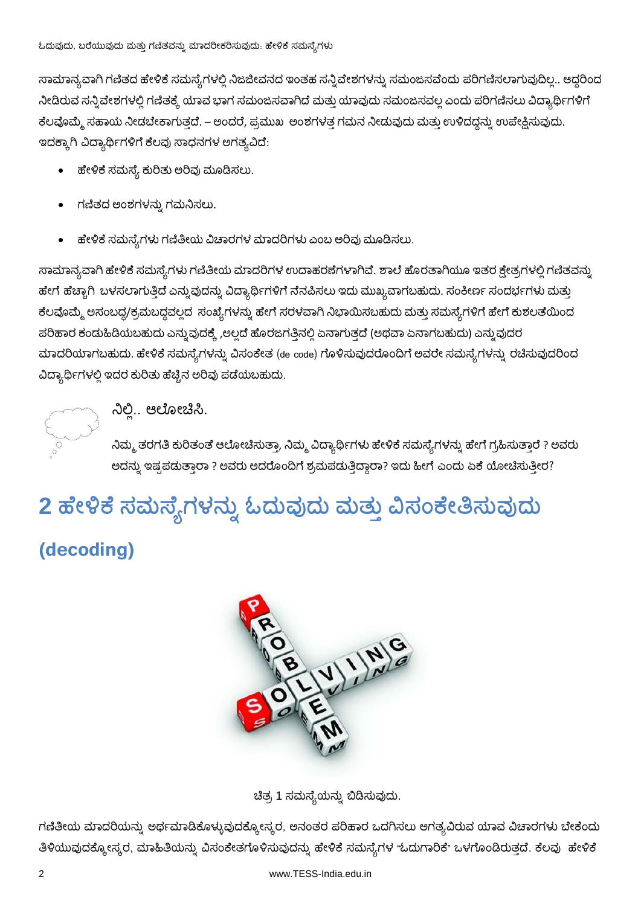ಸಾಮಾನ್ಯವಾಗಿ ಗಣಿತದ ಹೇಳಿಕೆ ಸಮಸ್ಯೆಗಳಲ್ಲಿ ನಿಜಜೀವನದ ಇಂತಹ ಸನ್ನಿವೇಶಗಳನ್ನು ಸಮಂಜಸವೆಂದು ಪರಿಗಣಿಸಲಾಗುವುದಿಲ್ಲ.. ಆದ್ದರಿಂದ ನೀಡಿರುವ ಸನ್ನಿವೇಶಗಳಲ್ಲಿ ಗಣಿತಕ್ಕೆ ಯಾವ ಭಾಗ ಸಮಂಜಸವಾಗಿದೆ ಮತ್ತು ಯಾವುದು ಸಮಂಜಸವಲ್ಲ ಎಂದು ಪರಿಗಣಿಸಲು ವಿದ್ಯಾರ್ಥಿಗಳಿಗೆ ಕೆಲವೊಮ್ಮೆ ಸಹಾಯ ನೀಡಬೇಕಾಗುತ್ತದೆ. – ಅಂದರೆ, ಪ್ರಮುಖ ಅಂಶಗಳತ್ತ ಗಮನ ನೀಡುವುದು ಮತ್ತು ಉಳಿದದ್ದನ್ನು ಉಪೇಕ್ಷಿಸುವುದು. ಇದಕ್ಕಾಗಿ ವಿದ್ಯಾರ್ಥಿಗಳಿಗೆ ಕೆಲವು ಸಾಧನಗಳ ಅಗತ್ಯವಿದೆ:

- ಹೇಳಿಕೆ ಸಮಸ್ಯೆ ಕುರಿತು ಅರಿವು ಮೂಡಿಸಲು.
- ಗಣಿತದ ಅಂಶಗಳನ್ನು ಗಮನಿಸಲು.
- ಹೇಳಿಕೆ ಸಮಸ್ಯೆಗಳು ಗಣಿತೀಯ ವಿಚಾರಗಳ ಮಾದರಿಗಳು ಎಂಬ ಅರಿವು ಮೂಡಿಸಲು.

ಸಾಮಾನ್ಯವಾಗಿ ಹೇಳಿಕೆ ಸಮಸ್ಯೆಗಳು ಗಣಿತೀಯ ಮಾದರಿಗಳ ಉದಾಹರಣೆಗಳಾಗಿವೆ. ಶಾಲೆ ಹೊರತಾಗಿಯೂ ಇತರ ಕ್ಷೇತ್ರಗಳಲ್ಲಿ ಗಣಿತವನ್ನು ಹೇಗೆ ಹೆಚ್ಚಾಗಿ ಬಳಸಲಾಗುತ್ತಿದೆ ಎನ್ನುವುದನ್ನು ವಿದ್ಯಾರ್ಥಿಗಳಿಗೆ ನೆನಪಿಸಲು ಇದು ಮುಖ್ಯವಾಗಬಹುದು. ಸಂಕೀರ್ಣ ಸಂದರ್ಭಗಳು ಮತ್ತು ಕೆಲವೊಮ್ಮೆ ಅಸಂಬದ್ಧ/ಕ್ರಮಬದ್ಧವಲ್ಲದ ಸಂಖ್ಯೆಗಳನ್ನು ಹೇಗೆ ಸರಳವಾಗಿ ನಿಭಾಯಿಸಬಹುದು ಮತ್ತು ಸಮಸ್ಯೆಗಳಿಗೆ ಹೇಗೆ ಕುಶಲತೆಯಿಂದ ಪರಿಹಾರ ಕಂಡುಹಿಡಿಯಬಹುದು ಎನ್ನುವುದಕ್ಕೆ ,ಅಲ್ಲದೆ ಹೊರಜಗತ್ತಿನಲ್ಲಿ ಏನಾಗುತ್ತದೆ (ಅಥವಾ ಏನಾಗಬಹುದು) ಎನ್ನುವುದರ ಮಾದರಿಯಾಗಬಹುದು. ಹೇಳಿಕೆ ಸಮಸ್ಯೆಗಳನ್ನು ವಿಸಂಕೇತ (de code) ಗೊಳಿಸುವುದರೊಂದಿಗೆ ಅವರೇ ಸಮಸ್ಯೆಗಳನ್ನು ರಚಿಸುವುದರಿಂದ ವಿದ್ಯಾರ್ಥಿಗಳಲ್ಲಿ ಇದರ ಕುರಿತು ಹೆಚ್ಚಿನ ಅರಿವು ಪಡೆಯಬಹುದು.

### ನಿಲ್ಲಿ.. ಆಲೋಚಿಸಿ.

ನಿಮ್ಮ ತರಗತಿ ಕುರಿತಂತೆ ಆಲೋಚಿಸುತ್ತಾ, ನಿಮ್ಮ ವಿದ್ಯಾರ್ಥಿಗಳು ಹೇಳಿಕೆ ಸಮಸ್ಯೆಗಳನ್ನು ಹೇಗೆ ಗ್ರಹಿಸುತ್ತಾರೆ ? ಅವರು ಅದನ್ನು ಇಷ್ಟಪಡುತ್ತಾರಾ ? ಅವರು ಅದರೊಂದಿಗೆ ಶ್ರಮಪಡುತ್ತಿದ್ದಾರಾ? ಇದು ಹೀಗೆ ಎಂದು ಏಕೆ ಯೋಚಿಸುತ್ತೀರ?

# 2 ಹೇಳಿಕೆ ಸಮಸ್ಯೆಗಳನ್ನು ಓದುವುದು ಮತ್ತು ವಿಸಂಕೇತಿಸುವುದು (decoding)

ಚಿತ್ರ 1 ಸಮಸ್ಯೆಯನ್ನು ಬಿಡಿಸುವುದು.

ಗಣಿತೀಯ ಮಾದರಿಯನ್ನು ಅರ್ಥಮಾಡಿಕೊಳ್ಳುವುದಕ್ಕೋಸ್ಕರ, ಅನಂತರ ಪರಿಹಾರ ಒದಗಿಸಲು ಅಗತ್ಯವಿರುವ ಯಾವ ವಿಚಾರಗಳು ಬೇಕೆಂದು ತಿಳಿಯುವುದಕ್ಕೋಸ್ಕರ, ಮಾಹಿತಿಯನ್ನು ವಿಸಂಕೇತಗೊಳಿಸುವುದನ್ನು ಹೇಳಿಕೆ ಸಮಸ್ಯೆಗಳ "ಓದುಗಾರಿಕೆ" ಒಳಗೊಂಡಿರುತ್ತದೆ. ಕೆಲವು ಹೇಳಿಕೆ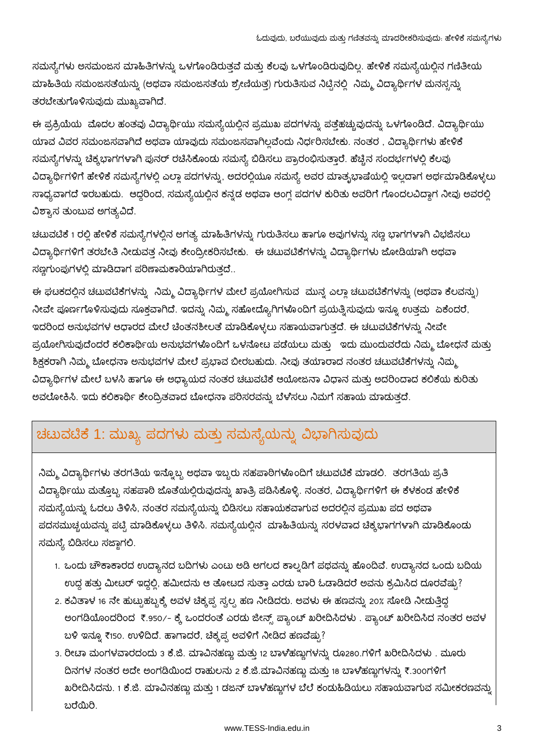ಸಮಸ್ಯೆಗಳು ಅಸಮಂಜಸ ಮಾಹಿತಿಗಳನ್ನು ಒಳಗೊಂಡಿರುತ್ತವೆ ಮತ್ತು ಕೆಲವು ಒಳಗೊಂಡಿರುವುದಿಲ್ಲ. ಹೇಳಿಕೆ ಸಮಸ್ಯೆಯಲ್ಲಿನ ಗಣಿತೀಯ ಮಾಹಿತಿಯ ಸಮಂಜಸತೆಯನ್ನು (ಅಥವಾ ಸಮಂಜಸತೆಯ ಶ್ರೇಣಿಯತ್ತ) ಗುರುತಿಸುವ ನಿಟ್ಟಿನಲ್ಲಿ ನಿಮ್ಮ ವಿದ್ಯಾರ್ಥಿಗಳ ಮನಸ್ಸನ್ನು ತರಬೇತುಗೊಳಿಸುವುದು ಮುಖ್ಯವಾಗಿದೆ.

ಈ ಪ್ರಕ್ರಿಯೆಯ ಮೊದಲ ಹಂತವು ವಿದ್ಯಾರ್ಥಿಯು ಸಮಸ್ಯೆಯಲ್ಲಿನ ಪ್ರಮುಖ ಪದಗಳನ್ನು ಪತ್ತೆಹಚ್ಚುವುದನ್ನು ಒಳಗೊಂಡಿದೆ. ವಿದ್ಯಾರ್ಥಿಯು ಯಾವ ವಿವರ ಸಮಂಜಸವಾಗಿದೆ ಅಥವಾ ಯಾವುದು ಸಮಂಜಸವಾಗಿಲ್ಲವೆಂದು ನಿರ್ಧರಿಸಬೇಕು. ನಂತರ , ವಿದ್ಯಾರ್ಥಿಗಳು ಹೇಳಿಕೆ ಸಮಸ್ಯೆಗಳನ್ನು ಚಿಕ್ಕಭಾಗಗಳಾಗಿ ಪುನರ್ ರಚಿಸಿಕೊಂಡು ಸಮಸ್ಯೆ ಬಿಡಿಸಲು ಪ್ರಾರಂಭಿಸುತ್ತಾರೆ. ಹೆಚ್ಚಿನ ಸಂದರ್ಭಗಳಲ್ಲಿ ಕೆಲವು ವಿದ್ಯಾರ್ಥಿಗಳಿಗೆ ಹೇಳಿಕೆ ಸಮಸ್ಯೆಗಳಲ್ಲಿ ಎಲ್ಲಾ ಪದಗಳನ್ನು, ಅದರಲ್ಲಿಯೂ ಸಮಸ್ಯೆ ಅವರ ಮಾತೃಭಾಷೆಯಲ್ಲಿ ಇಲ್ಲದಾಗ ಅರ್ಥಮಾಡಿಕೊಳ್ಳಲು ಸಾಧ್ಯವಾಗದೆ ಇರಬಹುದು. ಆದ್ದರಿಂದ, ಸಮಸ್ಯೆಯಲ್ಲಿನ ಕನ್ನಡ ಅಥವಾ ಆಂಗ್ಲ ಪದಗಳ ಕುರಿತು ಅವರಿಗೆ ಗೊಂದಲವಿದ್ದಾಗ ನೀವು ಅವರಲ್ಲಿ ವಿಶ್ವಾಸ ತುಂಬುವ ಅಗತ್ಯವಿದೆ.

ಚಟುವಟಿಕೆ 1 ರಲ್ಲಿ ಹೇಳಿಕೆ ಸಮಸ್ಯೆಗಳಲ್ಲಿನ ಅಗತ್ಯ ಮಾಹಿತಿಗಳನ್ನು ಗುರುತಿಸಲು ಹಾಗೂ ಅವುಗಳನ್ನು ಸಣ್ಣ ಭಾಗಗಳಾಗಿ ವಿಭಜಿಸಲು ವಿದ್ಯಾರ್ಥಿಗಳಿಗೆ ತರಬೇತಿ ನೀಡುವತ್ತ ನೀವು ಕೇಂದ್ರೀಕರಿಸಬೇಕು. ಈ ಚಟುವಟಿಕೆಗಳನ್ನು ವಿದ್ಯಾರ್ಥಿಗಳು ಜೋಡಿಯಾಗಿ ಅಥವಾ ಸಣ್ಣಗುಂಪುಗಳಲ್ಲಿ ಮಾಡಿದಾಗ ಪರಿಣಾಮಕಾರಿಯಾಗಿರುತ್ತದೆ..

ಈ ಘಟಕದಲ್ಲಿನ ಚಟುವಟಿಕೆಗಳನ್ನು ನಿಮ್ಮ ವಿದ್ಯಾರ್ಥಿಗಳ ಮೇಲೆ ಪ್ರಯೋಗಿಸುವ ಮುನ್ನ ಎಲ್ಲಾ ಚಟುವಟಿಕೆಗಳನ್ನು (ಅಥವಾ ಕೆಲವನ್ನು) ನೀವೇ ಪೂರ್ಣಗೊಳಿಸುವುದು ಸೂಕ್ತವಾಗಿದೆ. ಇದನ್ನು ನಿಮ್ಮ ಸಹೋದ್ಯೋಗಿಗಳೊಂದಿಗೆ ಪ್ರಯತ್ನಿಸುವುದು ಇನ್ನೂ ಉತ್ತಮ ಏಕೆಂದರೆ, ಇದರಿಂದ ಅನುಭವಗಳ ಆಧಾರದ ಮೇಲೆ ಚಿಂತನಶೀಲತೆ ಮಾಡಿಕೊಳ್ಳಲು ಸಹಾಯವಾಗುತ್ತದೆ. ಈ ಚಟುವಟಿಕೆಗಳನ್ನು ನೀವೇ ಪ್ರಯೋಗಿಸುವುದೆಂದರೆ ಕಲಿಕಾರ್ಥಿಯ ಅನುಭವಗಳೊಂದಿಗೆ ಒಳನೋಟ ಪಡೆಯಲು ಮತ್ತು ಇದು ಮುಂದುವರೆದು ನಿಮ್ಮ ಬೋಧನೆ ಮತ್ತು ಶಿಕ್ಷಕರಾಗಿ ನಿಮ್ಮ ಬೋಧನಾ ಅನುಭವಗಳ ಮೇಲೆ ಪ್ರಭಾವ ಬೀರಬಹುದು. ನೀವು ತಯಾರಾದ ನಂತರ ಚಟುವಟಿಕೆಗಳನ್ನು ನಿಮ್ಮ ವಿದ್ಯಾರ್ಥಿಗಳ ಮೇಲೆ ಬಳಸಿ ಹಾಗೂ ಈ ಅಧ್ಯಾಯದ ನಂತರ ಚಟುವಟಿಕೆ ಆಯೋಜನಾ ವಿಧಾನ ಮತ್ತು ಅದರಿಂದಾದ ಕಲಿಕೆಯ ಕುರಿತು ಅವಲೋಕಿಸಿ. ಇದು ಕಲಿಕಾರ್ಥಿ ಕೇಂದ್ರಿತವಾದ ಬೋಧನಾ ಪರಿಸರವನ್ನು ಬೆಳೆಸಲು ನಿಮಗೆ ಸಹಾಯ ಮಾಡುತ್ತದೆ.

## ಚಟುವಟಿಕೆ 1: ಮುಖ್ಯ ಪದಗಳು ಮತ್ತು ಸಮಸ್ಯೆಯನ್ನು ವಿಭಾಗಿಸುವುದು

ನಿಮ್ಮ ವಿದ್ಯಾರ್ಥಿಗಳು ತರಗತಿಯ ಇನ್ನೊಬ್ಬ ಅಥವಾ ಇಬ್ಬರು ಸಹಪಾಠಿಗಳೊಂದಿಗೆ ಚಟುವಟಿಕೆ ಮಾಡಲಿ. ತರಗತಿಯ ಪ್ರತಿ ವಿದ್ಯಾರ್ಥಿಯು ಮತ್ತೊಬ್ಬ ಸಹಪಾಠಿ ಜೊತೆಯಲ್ಲಿರುವುದನ್ನು ಖಾತ್ರಿ ಪಡಿಸಿಕೊಳ್ಳಿ. ನಂತರ, ವಿದ್ಯಾರ್ಥಿಗಳಿಗೆ ಈ ಕೆಳಕಂಡ ಹೇಳಿಕೆ ಸಮಸ್ಯೆಯನ್ನು ಓದಲು ತಿಳಿಸಿ, ನಂತರ ಸಮಸ್ಯೆಯನ್ನು ಬಿಡಿಸಲು ಸಹಾಯಕವಾಗುವ ಅದರಲ್ಲಿನ ಪ್ರಮುಖ ಪದ ಅಥವಾ ಪದಸಮುಚ್ಚಯವನ್ನು ಪಟ್ಟಿ ಮಾಡಿಕೊಳ್ಳಲು ತಿಳಿಸಿ. ಸಮಸ್ಯೆಯಲ್ಲಿನ ಮಾಹಿತಿಯನ್ನು ಸರಳವಾದ ಚಿಕ್ಕಭಾಗಗಳಾಗಿ ಮಾಡಿಕೊಂಡು ಸಮಸ್ಯೆ ಬಿಡಿಸಲು ಸಜ್ಜಾಗಲಿ.

1. ಒಂದು ಚೌಕಾಕಾರದ ಉದ್ಯಾನದ ಬದಿಗಳು ಎಂಟು ಅಡಿ ಅಗಲದ ಕಾಲ್ನಡಿಗೆ ಪಥವನ್ನು ಹೊಂದಿವೆ. ಉದ್ಯಾನದ ಒಂದು ಬದಿಯ ಉದ್ದ ಹತ್ತು ಮೀಟರ್ ಇದ್ದಲ್ಲಿ, ಹಮೀದನು ಆ ತೋಟದ ಸುತ್ತಾ ಎರಡು ಬಾರಿ ಓಡಾಡಿದರೆ ಅವನು ಕ್ರಮಿಸಿದ ದೂರವೆಷ್ಟು?
2. ಕವಿತಾಳ 16 ನೇ ಹುಟ್ಟುಹಬ್ಬಕ್ಕೆ ಅವಳ ಚಿಕ್ಕಪ್ಪ ಸ್ವಲ್ಪ ಹಣ ನೀಡಿದರು. ಅವಳು ಈ ಹಣವನ್ನು 20% ಸೋಡಿ ನೀಡುತ್ತಿದ್ದ ಅಂಗಡಿಯೊಂದರಿಂದ ₹.950/- ಕ್ಕೆ ಒಂದರಂತೆ ಎರಡು ಜೀನ್ಸ್ ಪ್ಯಾಂಟ್ ಖರೀದಿಸಿದಳು . ಪ್ಯಾಂಟ್ ಖರೀದಿಸಿದ ನಂತರ ಅವಳ ಬಳಿ ಇನ್ನೂ ₹150. ಉಳಿದಿದೆ. ಹಾಗಾದರೆ, ಚಿಕ್ಕಪ್ಪ ಅವಳಿಗೆ ನೀಡಿದ ಹಣವೆಷ್ಟು?
3. ರೀಟಾ ಮಂಗಳವಾರದಂದು 3 ಕೆ.ಜಿ. ಮಾವಿನಹಣ್ಣು ಮತ್ತು 12 ಬಾಳೆಹಣ್ಣುಗಳನ್ನು ರೂ280.ಗಳಿಗೆ ಖರೀದಿಸಿದಳು . ಮೂರು ದಿನಗಳ ನಂತರ ಅದೇ ಅಂಗಡಿಯಿಂದ ರಾಹುಲನು 2 ಕೆ.ಜಿ.ಮಾವಿನಹಣ್ಣು ಮತ್ತು 18 ಬಾಳೆಹಣ್ಣುಗಳನ್ನು ₹.300ಗಳಿಗೆ ಖರೀದಿಸಿದನು. 1 ಕೆ.ಜಿ. ಮಾವಿನಹಣ್ಣು ಮತ್ತು 1 ಡಜನ್ ಬಾಳೆಹಣ್ಣುಗಳ ಬೆಲೆ ಕಂಡುಹಿಡಿಯಲು ಸಹಾಯವಾಗುವ ಸಮೀಕರಣವನ್ನು ಬರೆಯಿರಿ.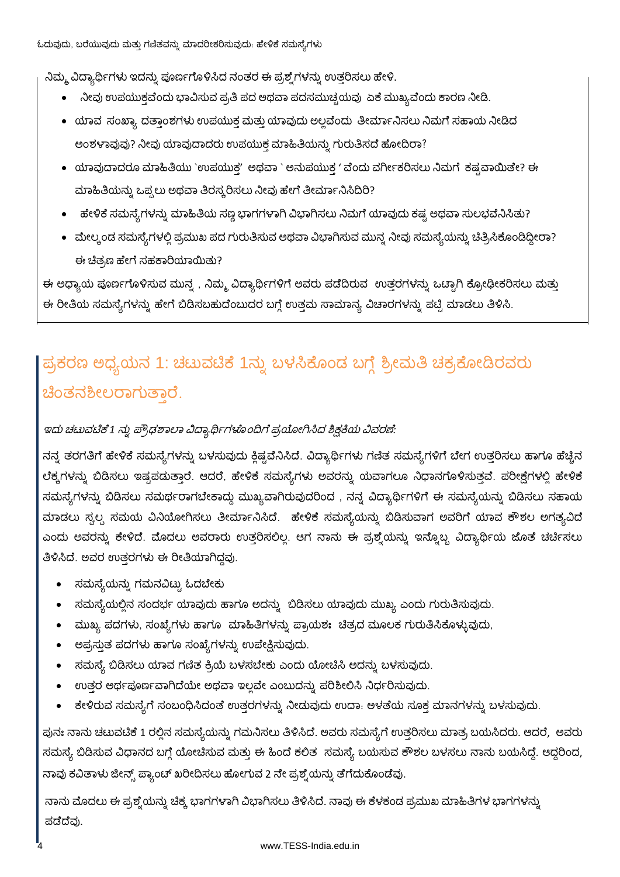ನಿಮ್ಮ ವಿದ್ಯಾರ್ಥಿಗಳು ಇದನ್ನು ಪೂರ್ಣಗೊಳಿಸಿದ ನಂತರ ಈ ಪ್ರಶ್ನೆಗಳನ್ನು ಉತ್ತರಿಸಲು ಹೇಳಿ.

- ನೀವು ಉಪಯುಕ್ತವೆಂದು ಭಾವಿಸುವ ಪ್ರತಿ ಪದ ಅಥವಾ ಪದಸಮುಚ್ಚಯವು ಏಕೆ ಮುಖ್ಯವೆಂದು ಕಾರಣ ನೀಡಿ.
- ಯಾವ ಸಂಖ್ಯಾ ದತ್ತಾಂಶಗಳು ಉಪಯುಕ್ತ ಮತ್ತು ಯಾವುದು ಅಲ್ಲವೆಂದು ತೀರ್ಮಾನಿಸಲು ನಿಮಗೆ ಸಹಾಯ ನೀಡಿದ ಅಂಶಳಾವುವು? ನೀವು ಯಾವುದಾದರು ಉಪಯುಕ್ತ ಮಾಹಿತಿಯನ್ನು ಗುರುತಿಸದೆ ಹೋದಿರಾ?
- ಯಾವುದಾದರೂ ಮಾಹಿತಿಯು `ಉಪಯುಕ್ತ' ಅಥವಾ ` ಅನುಪಯುಕ್ತ ' ವೆಂದು ವರ್ಗೀಕರಿಸಲು ನಿಮಗೆ ಕಷ್ಟವಾಯಿತೇ? ಈ ಮಾಹಿತಿಯನ್ನು ಒಪ್ಪಲು ಅಥವಾ ತಿರಸ್ಕರಿಸಲು ನೀವು ಹೇಗೆ ತೀರ್ಮಾನಿಸಿದಿರಿ?
- ಹೇಳಿಕೆ ಸಮಸ್ಯೆಗಳನ್ನು ಮಾಹಿತಿಯ ಸಣ್ಣ ಭಾಗಗಳಾಗಿ ವಿಭಾಗಿಸಲು ನಿಮಗೆ ಯಾವುದು ಕಷ್ಟ ಅಥವಾ ಸುಲಭವೆನಿಸಿತು?
- ಮೇಲ್ಕಂಡ ಸಮಸ್ಯೆಗಳಲ್ಲಿ ಪ್ರಮುಖ ಪದ ಗುರುತಿಸುವ ಅಥವಾ ವಿಭಾಗಿಸುವ ಮುನ್ನ ನೀವು ಸಮಸ್ಯೆಯನ್ನು ಚಿತ್ರಿಸಿಕೊಂಡಿದ್ದೀರಾ? ಈ ಚಿತ್ರಣ ಹೇಗೆ ಸಹಕಾರಿಯಾಯಿತು?

ಈ ಅಧ್ಯಾಯ ಪೂರ್ಣಗೊಳಿಸುವ ಮುನ್ನ , ನಿಮ್ಮ ವಿದ್ಯಾರ್ಥಿಗಳಿಗೆ ಅವರು ಪಡೆದಿರುವ ಉತ್ತರಗಳನ್ನು ಒಟ್ಟಾಗಿ ಕ್ರೋಢೀಕರಿಸಲು ಮತ್ತು ಈ ರೀತಿಯ ಸಮಸ್ಯೆಗಳನ್ನು ಹೇಗೆ ಬಿಡಿಸಬಹುದೆಂಬುದರ ಬಗ್ಗೆ ಉತ್ತಮ ಸಾಮಾನ್ಯ ವಿಚಾರಗಳನ್ನು ಪಟ್ಟಿ ಮಾಡಲು ತಿಳಿಸಿ.

## ಪ್ರಕರಣ ಅಧ್ಯಯನ 1: ಚಟುವಟಿಕೆ 1ನ್ನು ಬಳಸಿಕೊಂಡ ಬಗ್ಗೆ ಶ್ರೀಮತಿ ಚಕ್ರಕೋಡಿರವರು ಚಿಂತನಶೀಲರಾಗುತ್ತಾರೆ.

*ಇದು ಚಟುವಟಿಕೆ 1 ನ್ನು ಪ್ರೌಢಶಾಲಾ ವಿದ್ಯಾರ್ಥಿಗಳೊಂದಿಗೆ ಪ್ರಯೋಗಿಸಿದ ಶಿಕ್ಷಕಿಯ ವಿವರಣೆ:*

ನನ್ನ ತರಗತಿಗೆ ಹೇಳಿಕೆ ಸಮಸ್ಯೆಗಳನ್ನು ಬಳಸುವುದು ಕ್ಲಿಷ್ಟವೆನಿಸಿದೆ. ವಿದ್ಯಾರ್ಥಿಗಳು ಗಣಿತ ಸಮಸ್ಯೆಗಳಿಗೆ ಬೇಗ ಉತ್ತರಿಸಲು ಹಾಗೂ ಹೆಚ್ಚಿನ ಲೆಕ್ಕಗಳನ್ನು ಬಿಡಿಸಲು ಇಷ್ಟಪಡುತ್ತಾರೆ. ಆದರೆ, ಹೇಳಿಕೆ ಸಮಸ್ಯೆಗಳು ಅವರನ್ನು ಯವಾಗಲೂ ನಿಧಾನಗೊಳಿಸುತ್ತವೆ. ಪರೀಕ್ಷೆಗಳಲ್ಲಿ ಹೇಳಿಕೆ ಸಮಸ್ಯೆಗಳನ್ನು ಬಿಡಿಸಲು ಸಮರ್ಥರಾಗಬೇಕಾದ್ದು ಮುಖ್ಯವಾಗಿರುವುದರಿಂದ , ನನ್ನ ವಿದ್ಯಾರ್ಥಿಗಳಿಗೆ ಈ ಸಮಸ್ಯೆಯನ್ನು ಬಿಡಿಸಲು ಸಹಾಯ ಮಾಡಲು ಸ್ವಲ್ಪ ಸಮಯ ವಿನಿಯೋಗಿಸಲು ತೀರ್ಮಾನಿಸಿದೆ. ಹೇಳಿಕೆ ಸಮಸ್ಯೆಯನ್ನು ಬಿಡಿಸುವಾಗ ಅವರಿಗೆ ಯಾವ ಕೌಶಲ ಅಗತ್ಯವಿದೆ ಎಂದು ಅವರನ್ನು ಕೇಳಿದೆ. ಮೊದಲು ಅವರಾರು ಉತ್ತರಿಸಲಿಲ್ಲ. ಆಗ ನಾನು ಈ ಪ್ರಶ್ನೆಯನ್ನು ಇನ್ನೊಬ್ಬ ವಿದ್ಯಾರ್ಥಿಯ ಜೊತೆ ಚರ್ಚಿಸಲು ತಿಳಿಸಿದೆ. ಅವರ ಉತ್ತರಗಳು ಈ ರೀತಿಯಾಗಿದ್ದವು.

- ಸಮಸ್ಯೆಯನ್ನು ಗಮನವಿಟ್ಟು ಓದಬೇಕು
- ಸಮಸ್ಯೆಯಲ್ಲಿನ ಸಂದರ್ಭ ಯಾವುದು ಹಾಗೂ ಅದನ್ನು ಬಿಡಿಸಲು ಯಾವುದು ಮುಖ್ಯ ಎಂದು ಗುರುತಿಸುವುದು.
- ಮುಖ್ಯ ಪದಗಳು, ಸಂಖ್ಯೆಗಳು ಹಾಗೂ ಮಾಹಿತಿಗಳನ್ನು ಪ್ರಾಯಶಃ ಚಿತ್ರದ ಮೂಲಕ ಗುರುತಿಸಿಕೊಳ್ಳುವುದು,
- ಅಪ್ರಸ್ತುತ ಪದಗಳು ಹಾಗೂ ಸಂಖ್ಯೆಗಳನ್ನು ಉಪೇಕ್ಷಿಸುವುದು.
- ಸಮಸ್ಯೆ ಬಿಡಿಸಲು ಯಾವ ಗಣಿತ ಕ್ರಿಯೆ ಬಳಸಬೇಕು ಎಂದು ಯೋಚಿಸಿ ಅದನ್ನು ಬಳಸುವುದು.
- ಉತ್ತರ ಅರ್ಥಪೂರ್ಣವಾಗಿದೆಯೇ ಅಥವಾ ಇಲ್ಲವೇ ಎಂಬುದನ್ನು ಪರಿಶೀಲಿಸಿ ನಿರ್ಧರಿಸುವುದು.
- ಕೇಳಿರುವ ಸಮಸ್ಯೆಗೆ ಸಂಬಂಧಿಸಿದಂತೆ ಉತ್ತರಗಳನ್ನು ನೀಡುವುದು ಉದಾ: ಅಳತೆಯ ಸೂಕ್ತ ಮಾನಗಳನ್ನು ಬಳಸುವುದು.

ಪುನಃ ನಾನು ಚಟುವಟಿಕೆ 1 ರಲ್ಲಿನ ಸಮಸ್ಯೆಯನ್ನು ಗಮನಿಸಲು ತಿಳಿಸಿದೆ. ಅವರು ಸಮಸ್ಯೆಗೆ ಉತ್ತರಿಸಲು ಮಾತ್ರ ಬಯಸಿದರು. ಆದರೆ, ಅವರು ಸಮಸ್ಯೆ ಬಿಡಿಸುವ ವಿಧಾನದ ಬಗ್ಗೆ ಯೋಚಿಸುವ ಮತ್ತು ಈ ಹಿಂದೆ ಕಲಿತ ಸಮಸ್ಯೆ ಬಯಸುವ ಕೌಶಲ ಬಳಸಲು ನಾನು ಬಯಸಿದ್ದೆ. ಆದ್ದರಿಂದ, ನಾವು ಕವಿತಾಳು ಜೀನ್ಸ್ ಪ್ಯಾಂಟ್ ಖರೀದಿಸಲು ಹೋಗುವ 2 ನೇ ಪ್ರಶ್ನೆಯನ್ನು ತೆಗೆದುಕೊಂಡೆವು.

ನಾನು ಮೊದಲು ಈ ಪ್ರಶ್ನೆಯನ್ನು ಚಿಕ್ಕ ಭಾಗಗಳಾಗಿ ವಿಭಾಗಿಸಲು ತಿಳಿಸಿದೆ. ನಾವು ಈ ಕೆಳಕಂಡ ಪ್ರಮುಖ ಮಾಹಿತಿಗಳ ಭಾಗಗಳನ್ನು ಪಡೆದೆವು.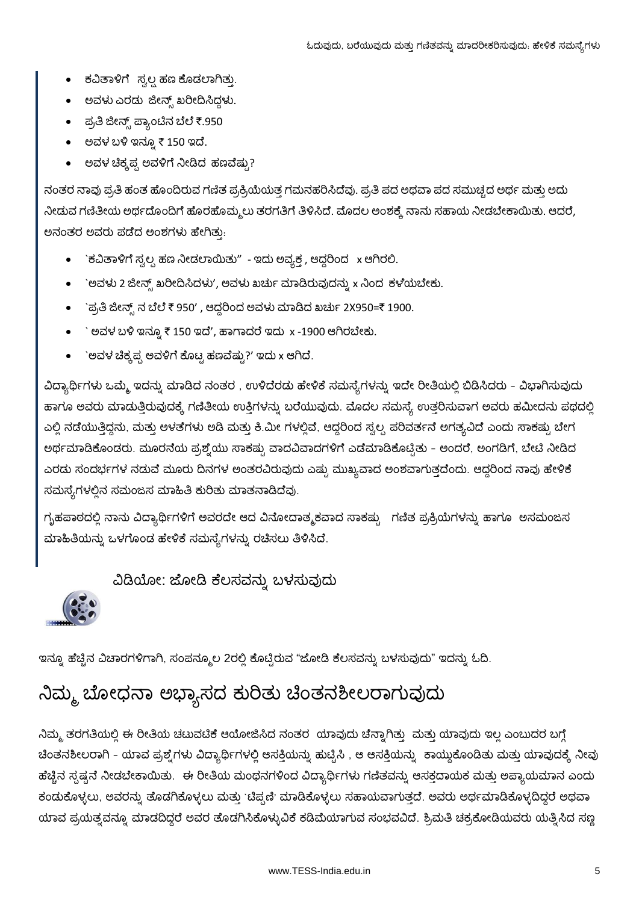- ಕವಿತಾಳಿಗೆ ಸ್ವಲ್ಪ ಹಣ ಕೊಡಲಾಗಿತ್ತು.
- ಅವಳು ಎರಡು ಜೀನ್ಸ್ ಖರೀದಿಸಿದ್ದಳು.
- ಪ್ರತಿ ಜೀನ್ಸ್ ಪ್ಯಾಂಟಿನ ಬೆಲೆ ₹.950
- ಅವಳ ಬಳಿ ಇನ್ನೂ ₹ 150 ಇದೆ.
- ಅವಳ ಚಿಕ್ಕಪ್ಪ ಅವಳಿಗೆ ನೀಡಿದ ಹಣವೆಷ್ಟು?

ನಂತರ ನಾವು ಪ್ರತಿ ಹಂತ ಹೊಂದಿರುವ ಗಣಿತ ಪ್ರಕ್ರಿಯೆಯತ್ತ ಗಮನಹರಿಸಿದೆವು. ಪ್ರತಿ ಪದ ಅಥವಾ ಪದ ಸಮುಚ್ಚದ ಅರ್ಥ ಮತ್ತು ಅದು ನೀಡುವ ಗಣಿತೀಯ ಅರ್ಥದೊಂದಿಗೆ ಹೊರಹೊಮ್ಮಲು ತರಗತಿಗೆ ತಿಳಿಸಿದೆ. ಮೊದಲ ಅಂಶಕ್ಕೆ ನಾನು ಸಹಾಯ ನೀಡಬೇಕಾಯಿತು. ಆದರೆ, ಅನಂತರ ಅವರು ಪಡೆದ ಅಂಶಗಳು ಹೇಗಿತ್ತು:

- `ಕವಿತಾಳಿಗೆ ಸ್ವಲ್ಪ ಹಣ ನೀಡಲಾಯಿತು" - ಇದು ಅವ್ಯಕ್ತ , ಆದ್ದರಿಂದ x ಆಗಿರಲಿ.
- `ಅವಳು 2 ಜೀನ್ಸ್ ಖರೀದಿಸಿದಳು', ಅವಳು ಖರ್ಚು ಮಾಡಿರುವುದನ್ನು x ನಿಂದ ಕಳೆಯಬೇಕು.
- `ಪ್ರತಿ ಜೀನ್ಸ್ ನ ಬೆಲೆ ₹ 950' , ಆದ್ದರಿಂದ ಅವಳು ಮಾಡಿದ ಖರ್ಚು 2X950=₹ 1900.
- ` ಅವಳ ಬಳಿ ಇನ್ನೂ ₹ 150 ಇದೆ', ಹಾಗಾದರೆ ಇದು x -1900 ಆಗಿರಬೇಕು.
- `ಅವಳ ಚಿಕ್ಕಪ್ಪ ಅವಳಿಗೆ ಕೊಟ್ಟ ಹಣವೆಷ್ಟು?' ಇದು x ಆಗಿದೆ.

ವಿದ್ಯಾರ್ಥಿಗಳು ಒಮ್ಮೆ ಇದನ್ನು ಮಾಡಿದ ನಂತರ , ಉಳಿದೆರಡು ಹೇಳಿಕೆ ಸಮಸ್ಯೆಗಳನ್ನು ಇದೇ ರೀತಿಯಲ್ಲಿ ಬಿಡಿಸಿದರು - ವಿಭಾಗಿಸುವುದು ಹಾಗೂ ಅವರು ಮಾಡುತ್ತಿರುವುದಕ್ಕೆ ಗಣಿತೀಯ ಉಕ್ತಿಗಳನ್ನು ಬರೆಯುವುದು. ಮೊದಲ ಸಮಸ್ಯೆ ಉತ್ತರಿಸುವಾಗ ಅವರು ಹಮೀದನು ಪಥದಲ್ಲಿ ಎಲ್ಲಿ ನಡೆಯುತ್ತಿದ್ದನು, ಮತ್ತು ಅಳತೆಗಳು ಅಡಿ ಮತ್ತು ಕಿ.ಮೀ ಗಳಲ್ಲಿವೆ, ಆದ್ದರಿಂದ ಸ್ವಲ್ಪ ಪರಿವರ್ತನೆ ಅಗತ್ಯವಿದೆ ಎಂದು ಸಾಕಷ್ಟು ಬೇಗ ಅರ್ಥಮಾಡಿಕೊಂಡರು. ಮೂರನೆಯ ಪ್ರಶ್ನೆಯು ಸಾಕಷ್ಟು ವಾದವಿವಾದಗಳಿಗೆ ಎಡೆಮಾಡಿಕೊಟ್ಟಿತು - ಅಂದರೆ, ಅಂಗಡಿಗೆ, ಭೇಟಿ ನೀಡಿದ ಎರಡು ಸಂದರ್ಭಗಳ ನಡುವೆ ಮೂರು ದಿನಗಳ ಅಂತರವಿರುವುದು ಎಷ್ಟು ಮುಖ್ಯವಾದ ಅಂಶವಾಗುತ್ತದೆಂದು. ಆದ್ದರಿಂದ ನಾವು ಹೇಳಿಕೆ ಸಮಸ್ಯೆಗಳಲ್ಲಿನ ಸಮಂಜಸ ಮಾಹಿತಿ ಕುರಿತು ಮಾತನಾಡಿದೆವು.

ಗೃಹಪಾಠದಲ್ಲಿ ನಾನು ವಿದ್ಯಾರ್ಥಿಗಳಿಗೆ ಅವರದೇ ಆದ ವಿನೋದಾತ್ಮಕವಾದ ಸಾಕಷ್ಟು ಗಣಿತ ಪ್ರಕ್ರಿಯೆಗಳನ್ನು ಹಾಗೂ ಅಸಮಂಜಸ ಮಾಹಿತಿಯನ್ನು ಒಳಗೊಂಡ ಹೇಳಿಕೆ ಸಮಸ್ಯೆಗಳನ್ನು ರಚಿಸಲು ತಿಳಿಸಿದೆ.

### ವಿಡಿಯೋ: ಜೋಡಿ ಕೆಲಸವನ್ನು ಬಳಸುವುದು

ಇನ್ನೂ ಹೆಚ್ಚಿನ ವಿಚಾರಗಳಿಗಾಗಿ, ಸಂಪನ್ಮೂಲ 2ರಲ್ಲಿ ಕೊಟ್ಟಿರುವ "ಜೋಡಿ ಕೆಲಸವನ್ನು ಬಳಸುವುದು" ಇದನ್ನು ಓದಿ.

## ನಿಮ್ಮ ಬೋಧನಾ ಅಭ್ಯಾಸದ ಕುರಿತು ಚಿಂತನಶೀಲರಾಗುವುದು

ನಿಮ್ಮ ತರಗತಿಯಲ್ಲಿ ಈ ರೀತಿಯ ಚಟುವಟಿಕೆ ಆಯೋಜಿಸಿದ ನಂತರ ಯಾವುದು ಚೆನ್ನಾಗಿತ್ತು ಮತ್ತು ಯಾವುದು ಇಲ್ಲ ಎಂಬುದರ ಬಗ್ಗೆ ಚಿಂತನಶೀಲರಾಗಿ - ಯಾವ ಪ್ರಶ್ನೆಗಳು ವಿದ್ಯಾರ್ಥಿಗಳಲ್ಲಿ ಆಸಕ್ತಿಯನ್ನು ಹುಟ್ಟಿಸಿ , ಆ ಆಸಕ್ತಿಯನ್ನು ಕಾಯ್ದುಕೊಂಡಿತು ಮತ್ತು ಯಾವುದಕ್ಕೆ ನೀವು ಹೆಚ್ಚಿನ ಸ್ಪಷ್ಟನೆ ನೀಡಬೇಕಾಯಿತು. ಈ ರೀತಿಯ ಮಂಥನಗಳಿಂದ ವಿದ್ಯಾರ್ಥಿಗಳು ಗಣಿತವನ್ನು ಆಸಕ್ತದಾಯಕ ಮತ್ತು ಅಪ್ಯಾಯಮಾನ ಎಂದು ಕಂಡುಕೊಳ್ಳಲು, ಅವರನ್ನು ತೊಡಗಿಕೊಳ್ಳಲು ಮತ್ತು `ಟಿಪ್ಪಣಿ' ಮಾಡಿಕೊಳ್ಳಲು ಸಹಾಯವಾಗುತ್ತದೆ. ಅವರು ಅರ್ಥಮಾಡಿಕೊಳ್ಳದಿದ್ದರೆ ಅಥವಾ ಯಾವ ಪ್ರಯತ್ನವನ್ನೂ ಮಾಡದಿದ್ದರೆ ಅವರ ತೊಡಗಿಸಿಕೊಳ್ಳುವಿಕೆ ಕಡಿಮೆಯಾಗುವ ಸಂಭವವಿದೆ. ಶ್ರಿಮತಿ ಚಕ್ರಕೋಡಿಯವರು ಯತ್ನಿಸಿದ ಸಣ್ಣ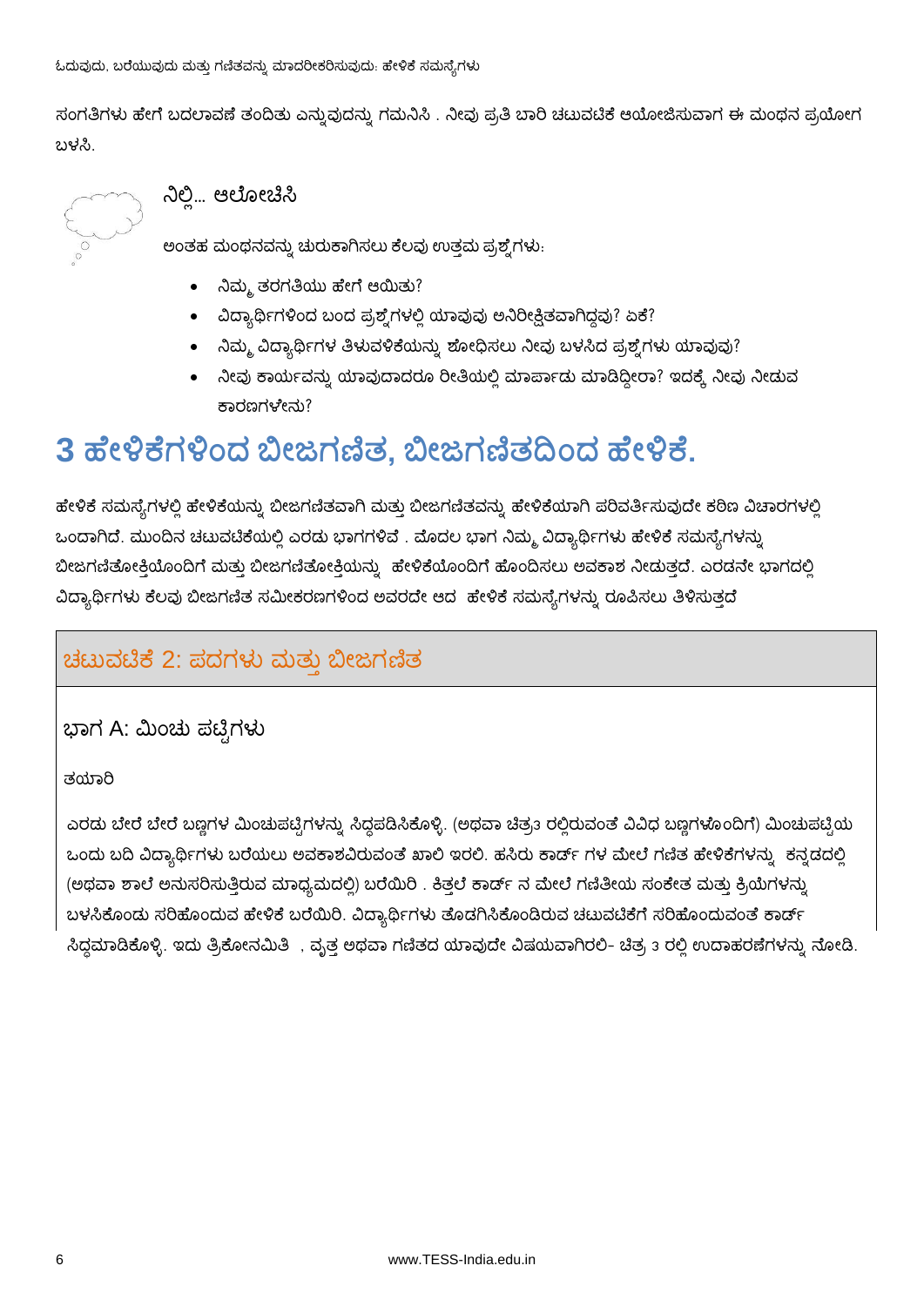ಸಂಗತಿಗಳು ಹೇಗೆ ಬದಲಾವಣೆ ತಂದಿತು ಎನ್ನುವುದನ್ನು ಗಮನಿಸಿ . ನೀವು ಪ್ರತಿ ಬಾರಿ ಚಟುವಟಿಕೆ ಆಯೋಜಿಸುವಾಗ ಈ ಮಂಥನ ಪ್ರಯೋಗ ಬಳಸಿ.

### ನಿಲ್ಲಿ... ಆಲೋಚಿಸಿ

ಅಂತಹ ಮಂಥನವನ್ನು ಚುರುಕಾಗಿಸಲು ಕೆಲವು ಉತ್ತಮ ಪ್ರಶ್ನೆಗಳು:

- ನಿಮ್ಮ ತರಗತಿಯು ಹೇಗೆ ಆಯಿತು?
- ವಿದ್ಯಾರ್ಥಿಗಳಿಂದ ಬಂದ ಪ್ರಶ್ನೆಗಳಲ್ಲಿ ಯಾವುವು ಅನಿರೀಕ್ಷಿತವಾಗಿದ್ದವು? ಏಕೆ?
- ನಿಮ್ಮ ವಿದ್ಯಾರ್ಥಿಗಳ ತಿಳುವಳಿಕೆಯನ್ನು ಶೋಧಿಸಲು ನೀವು ಬಳಸಿದ ಪ್ರಶ್ನೆಗಳು ಯಾವುವು?
- ನೀವು ಕಾರ್ಯವನ್ನು ಯಾವುದಾದರೂ ರೀತಿಯಲ್ಲಿ ಮಾರ್ಪಾಡು ಮಾಡಿದ್ದೀರಾ? ಇದಕ್ಕೆ ನೀವು ನೀಡುವ ಕಾರಣಗಳೇನು?

# 3 ಹೇಳಿಕೆಗಳಿಂದ ಬೀಜಗಣಿತ, ಬೀಜಗಣಿತದಿಂದ ಹೇಳಿಕೆ.

ಹೇಳಿಕೆ ಸಮಸ್ಯೆಗಳಲ್ಲಿ ಹೇಳಿಕೆಯನ್ನು ಬೀಜಗಣಿತವಾಗಿ ಮತ್ತು ಬೀಜಗಣಿತವನ್ನು ಹೇಳಿಕೆಯಾಗಿ ಪರಿವರ್ತಿಸುವುದೇ ಕಠಿಣ ವಿಚಾರಗಳಲ್ಲಿ ಒಂದಾಗಿದೆ. ಮುಂದಿನ ಚಟುವಟಿಕೆಯಲ್ಲಿ ಎರಡು ಭಾಗಗಳಿವೆ . ಮೊದಲ ಭಾಗ ನಿಮ್ಮ ವಿದ್ಯಾರ್ಥಿಗಳು ಹೇಳಿಕೆ ಸಮಸ್ಯೆಗಳನ್ನು ಬೀಜಗಣಿತೋಕ್ತಿಯೊಂದಿಗೆ ಮತ್ತು ಬೀಜಗಣಿತೋಕ್ತಿಯನ್ನು ಹೇಳಿಕೆಯೊಂದಿಗೆ ಹೊಂದಿಸಲು ಅವಕಾಶ ನೀಡುತ್ತದೆ. ಎರಡನೇ ಭಾಗದಲ್ಲಿ ವಿದ್ಯಾರ್ಥಿಗಳು ಕೆಲವು ಬೀಜಗಣಿತ ಸಮೀಕರಣಗಳಿಂದ ಅವರದೇ ಆದ ಹೇಳಿಕೆ ಸಮಸ್ಯೆಗಳನ್ನು ರೂಪಿಸಲು ತಿಳಿಸುತ್ತದೆ

## ಚಟುವಟಿಕೆ 2: ಪದಗಳು ಮತ್ತು ಬೀಜಗಣಿತ

### ಭಾಗ A: ಮಿಂಚು ಪಟ್ಟಿಗಳು

ತಯಾರಿ

ಎರಡು ಬೇರೆ ಬೇರೆ ಬಣ್ಣಗಳ ಮಿಂಚುಪಟ್ಟಿಗಳನ್ನು ಸಿದ್ಧಪಡಿಸಿಕೊಳ್ಳಿ. (ಅಥವಾ ಚಿತ್ರ3 ರಲ್ಲಿರುವಂತೆ ವಿವಿಧ ಬಣ್ಣಗಳೊಂದಿಗೆ) ಮಿಂಚುಪಟ್ಟಿಯ ಒಂದು ಬದಿ ವಿದ್ಯಾರ್ಥಿಗಳು ಬರೆಯಲು ಅವಕಾಶವಿರುವಂತೆ ಖಾಲಿ ಇರಲಿ. ಹಸಿರು ಕಾರ್ಡ್ ಗಳ ಮೇಲೆ ಗಣಿತ ಹೇಳಿಕೆಗಳನ್ನು ಕನ್ನಡದಲ್ಲಿ (ಅಥವಾ ಶಾಲೆ ಅನುಸರಿಸುತ್ತಿರುವ ಮಾಧ್ಯಮದಲ್ಲಿ) ಬರೆಯಿರಿ . ಕಿತ್ತಲೆ ಕಾರ್ಡ್ ನ ಮೇಲೆ ಗಣಿತೀಯ ಸಂಕೇತ ಮತ್ತು ಕ್ರಿಯೆಗಳನ್ನು ಬಳಸಿಕೊಂಡು ಸರಿಹೊಂದುವ ಹೇಳಿಕೆ ಬರೆಯಿರಿ. ವಿದ್ಯಾರ್ಥಿಗಳು ತೊಡಗಿಸಿಕೊಂಡಿರುವ ಚಟುವಟಿಕೆಗೆ ಸರಿಹೊಂದುವಂತೆ ಕಾರ್ಡ್ ಸಿದ್ಧಮಾಡಿಕೊಳ್ಳಿ. ಇದು ತ್ರಿಕೋನಮಿತಿ , ವೃತ್ತ ಅಥವಾ ಗಣಿತದ ಯಾವುದೇ ವಿಷಯವಾಗಿರಲಿ- ಚಿತ್ರ 3 ರಲ್ಲಿ ಉದಾಹರಣೆಗಳನ್ನು ನೋಡಿ.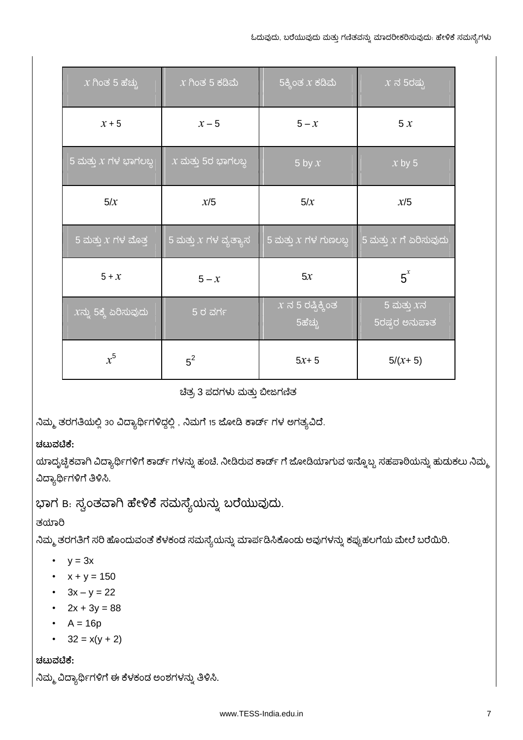| $x$ ಗಿಂತ 5 ಹೆಚ್ಚು | $x$ ಗಿಂತ 5 ಕಡಿಮೆ | 5ಕ್ಕಿಂತ $x$ ಕಡಿಮೆ | $x$ ನ 5ರಷ್ಟು |
|---|---|---|---|
| $x + 5$ | $x - 5$ | $5 - x$ | $5x$ |
| 5 ಮತ್ತು $x$ ಗಳ ಭಾಗಲಬ್ಧ | $x$ ಮತ್ತು 5ರ ಭಾಗಲಬ್ಧ | 5 by $x$ | $x$ by 5 |
| $5/x$ | $x/5$ | $5/x$ | $x/5$ |
| 5 ಮತ್ತು $x$ ಗಳ ಮೊತ್ತ | 5 ಮತ್ತು $x$ ಗಳ ವ್ಯತ್ಯಾಸ | 5 ಮತ್ತು $x$ ಗಳ ಗುಣಲಬ್ಧ | 5 ಮತ್ತು $x$ ಗೆ ಏರಿಸುವುದು |
| $5 + x$ | $5 - x$ | $5x$ | $5^x$ |
| $x$ನ್ನು 5ಕ್ಕೆ ಏರಿಸುವುದು | 5 ರ ವರ್ಗ | $x$ ನ 5 ರಷ್ಟಿಕ್ಕಿಂತ 5ಹೆಚ್ಚು | 5 ಮತ್ತು $x$ನ 5ರಷ್ಟರ ಅನುಪಾತ |
| $x^5$ | $5^2$ | $5x + 5$ | $5/(x + 5)$ |

ಚಿತ್ರ 3 ಪದಗಳು ಮತ್ತು ಬೀಜಗಣಿತ

ನಿಮ್ಮ ತರಗತಿಯಲ್ಲಿ 30 ವಿದ್ಯಾರ್ಥಿಗಳಿದ್ದಲ್ಲಿ , ನಿಮಗೆ 15 ಜೋಡಿ ಕಾರ್ಡ್ ಗಳ ಅಗತ್ಯವಿದೆ.

**ಚಟುವಟಿಕೆ:**

ಯಾದೃಚ್ಛಿಕವಾಗಿ ವಿದ್ಯಾರ್ಥಿಗಳಿಗೆ ಕಾರ್ಡ್ ಗಳನ್ನು ಹಂಚಿ. ನೀಡಿರುವ ಕಾರ್ಡ್ ಗೆ ಜೋಡಿಯಾಗುವ ಇನ್ನೊಬ್ಬ ಸಹಪಾಠಿಯನ್ನು ಹುಡುಕಲು ನಿಮ್ಮ ವಿದ್ಯಾರ್ಥಿಗಳಿಗೆ ತಿಳಿಸಿ.

## ಭಾಗ B: ಸ್ವಂತವಾಗಿ ಹೇಳಿಕೆ ಸಮಸ್ಯೆಯನ್ನು ಬರೆಯುವುದು.

ತಯಾರಿ

ನಿಮ್ಮ ತರಗತಿಗೆ ಸರಿ ಹೊಂದುವಂತೆ ಕೆಳಕಂಡ ಸಮಸ್ಯೆಯನ್ನು ಮಾರ್ಪಡಿಸಿಕೊಂಡು ಅವುಗಳನ್ನು ಕಪ್ಪುಹಲಗೆಯ ಮೇಲೆ ಬರೆಯಿರಿ.

- $y = 3x$
- $x + y = 150$
- $3x - y = 22$
- $2x + 3y = 88$
- $A = 16p$
- $32 = x(y + 2)$

**ಚಟುವಟಿಕೆ:**

ನಿಮ್ಮ ವಿದ್ಯಾರ್ಥಿಗಳಿಗೆ ಈ ಕೆಳಕಂಡ ಅಂಶಗಳನ್ನು ತಿಳಿಸಿ.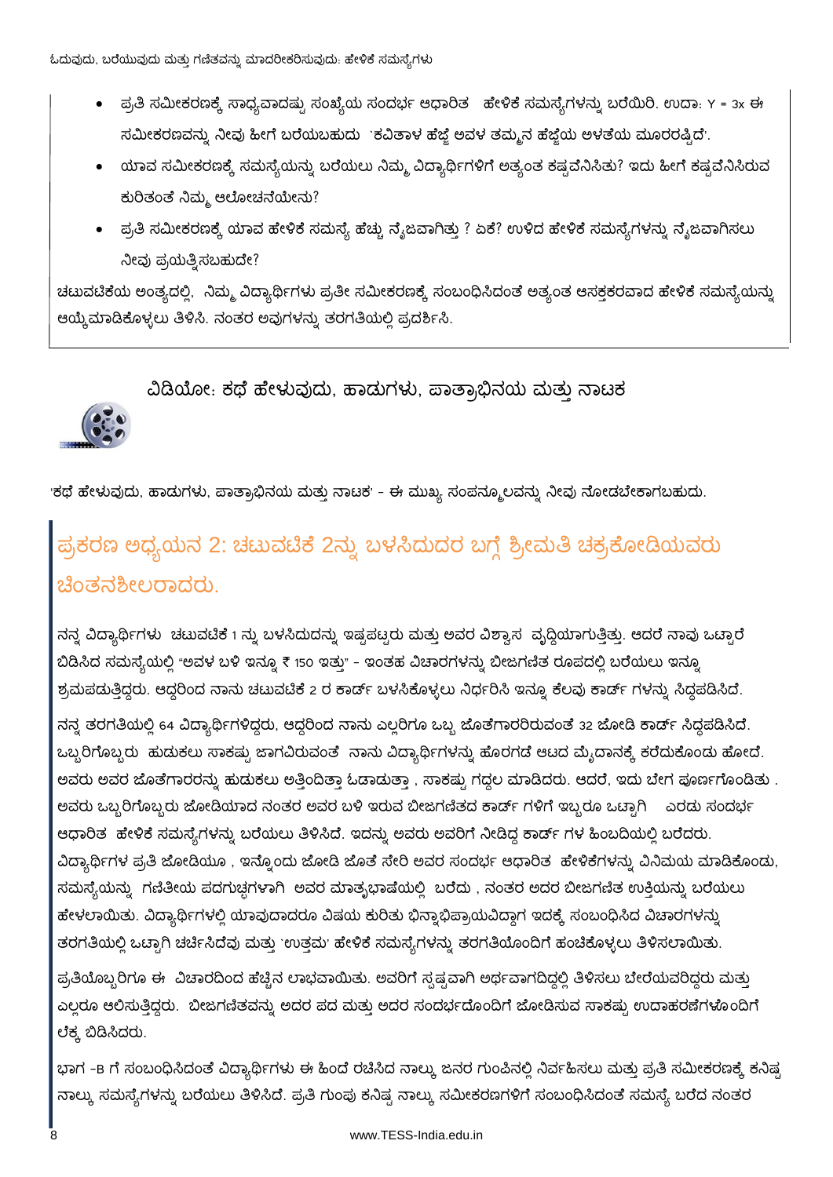- ಪ್ರತಿ ಸಮೀಕರಣಕ್ಕೆ ಸಾಧ್ಯವಾದಷ್ಟು ಸಂಖ್ಯೆಯ ಸಂದರ್ಭ ಆಧಾರಿತ ಹೇಳಿಕೆ ಸಮಸ್ಯೆಗಳನ್ನು ಬರೆಯಿರಿ. ಉದಾ: $Y = 3x$ ಈ ಸಮೀಕರಣವನ್ನು ನೀವು ಹೀಗೆ ಬರೆಯಬಹುದು `ಕವಿತಾಳ ಹೆಜ್ಜೆ ಅವಳ ತಮ್ಮನ ಹೆಜ್ಜೆಯ ಅಳತೆಯ ಮೂರರಷ್ಟಿದೆ'.
- ಯಾವ ಸಮೀಕರಣಕ್ಕೆ ಸಮಸ್ಯೆಯನ್ನು ಬರೆಯಲು ನಿಮ್ಮ ವಿದ್ಯಾರ್ಥಿಗಳಿಗೆ ಅತ್ಯಂತ ಕಷ್ಟವೆನಿಸಿತು? ಇದು ಹೀಗೆ ಕಷ್ಟವೆನಿಸಿರುವ ಕುರಿತಂತೆ ನಿಮ್ಮ ಆಲೋಚನೆಯೇನು?
- ಪ್ರತಿ ಸಮೀಕರಣಕ್ಕೆ ಯಾವ ಹೇಳಿಕೆ ಸಮಸ್ಯೆ ಹೆಚ್ಚು ನೈಜವಾಗಿತ್ತು ? ಏಕೆ? ಉಳಿದ ಹೇಳಿಕೆ ಸಮಸ್ಯೆಗಳನ್ನು ನೈಜವಾಗಿಸಲು ನೀವು ಪ್ರಯತ್ನಿಸಬಹುದೇ?

ಚಟುವಟಿಕೆಯ ಅಂತ್ಯದಲ್ಲಿ, ನಿಮ್ಮ ವಿದ್ಯಾರ್ಥಿಗಳು ಪ್ರತೀ ಸಮೀಕರಣಕ್ಕೆ ಸಂಬಂಧಿಸಿದಂತೆ ಅತ್ಯಂತ ಆಸಕ್ತಕರವಾದ ಹೇಳಿಕೆ ಸಮಸ್ಯೆಯನ್ನು ಆಯ್ಕೆಮಾಡಿಕೊಳ್ಳಲು ತಿಳಿಸಿ. ನಂತರ ಅವುಗಳನ್ನು ತರಗತಿಯಲ್ಲಿ ಪ್ರದರ್ಶಿಸಿ.

### ವಿಡಿಯೋ: ಕಥೆ ಹೇಳುವುದು, ಹಾಡುಗಳು, ಪಾತ್ರಾಭಿನಯ ಮತ್ತು ನಾಟಕ

'ಕಥೆ ಹೇಳುವುದು, ಹಾಡುಗಳು, ಪಾತ್ರಾಭಿನಯ ಮತ್ತು ನಾಟಕ' - ಈ ಮುಖ್ಯ ಸಂಪನ್ಮೂಲವನ್ನು ನೀವು ನೋಡಬೇಕಾಗಬಹುದು.

## ಪ್ರಕರಣ ಅಧ್ಯಯನ 2: ಚಟುವಟಿಕೆ 2ನ್ನು ಬಳಸಿದುದರ ಬಗ್ಗೆ ಶ್ರೀಮತಿ ಚಕ್ರಕೋಡಿಯವರು ಚಿಂತನಶೀಲರಾದರು.

ನನ್ನ ವಿದ್ಯಾರ್ಥಿಗಳು ಚಟುವಟಿಕೆ 1 ನ್ನು ಬಳಸಿದುದನ್ನು ಇಷ್ಟಪಟ್ಟರು ಮತ್ತು ಅವರ ವಿಶ್ವಾಸ ವೃದ್ಧಿಯಾಗುತ್ತಿತ್ತು. ಆದರೆ ನಾವು ಒಟ್ಟಾರೆ ಬಿಡಿಸಿದ ಸಮಸ್ಯೆಯಲ್ಲಿ "ಅವಳ ಬಳಿ ಇನ್ನೂ ₹ 150 ಇತ್ತು" - ಇಂತಹ ವಿಚಾರಗಳನ್ನು ಬೀಜಗಣಿತ ರೂಪದಲ್ಲಿ ಬರೆಯಲು ಇನ್ನೂ ಶ್ರಮಪಡುತ್ತಿದ್ದರು. ಆದ್ದರಿಂದ ನಾನು ಚಟುವಟಿಕೆ 2 ರ ಕಾರ್ಡ್ ಬಳಸಿಕೊಳ್ಳಲು ನಿರ್ಧರಿಸಿ ಇನ್ನೂ ಕೆಲವು ಕಾರ್ಡ್ ಗಳನ್ನು ಸಿದ್ಧಪಡಿಸಿದೆ.

ನನ್ನ ತರಗತಿಯಲ್ಲಿ 64 ವಿದ್ಯಾರ್ಥಿಗಳಿದ್ದರು, ಆದ್ದರಿಂದ ನಾನು ಎಲ್ಲರಿಗೂ ಒಬ್ಬ ಜೊತೆಗಾರರಿರುವಂತೆ 32 ಜೋಡಿ ಕಾರ್ಡ್ ಸಿದ್ಧಪಡಿಸಿದೆ. ಒಬ್ಬರಿಗೊಬ್ಬರು ಹುಡುಕಲು ಸಾಕಷ್ಟು ಜಾಗವಿರುವಂತೆ ನಾನು ವಿದ್ಯಾರ್ಥಿಗಳನ್ನು ಹೊರಗಡೆ ಆಟದ ಮೈದಾನಕ್ಕೆ ಕರೆದುಕೊಂಡು ಹೋದೆ. ಅವರು ಅವರ ಜೊತೆಗಾರರನ್ನು ಹುಡುಕಲು ಅತ್ತಿಂದಿತ್ತಾ ಓಡಾಡುತ್ತಾ , ಸಾಕಷ್ಟು ಗದ್ದಲ ಮಾಡಿದರು. ಆದರೆ, ಇದು ಬೇಗ ಪೂರ್ಣಗೊಂಡಿತು . ಅವರು ಒಬ್ಬರಿಗೊಬ್ಬರು ಜೋಡಿಯಾದ ನಂತರ ಅವರ ಬಳಿ ಇರುವ ಬೀಜಗಣಿತದ ಕಾರ್ಡ್ ಗಳಿಗೆ ಇಬ್ಬರೂ ಒಟ್ಟಾಗಿ ಎರಡು ಸಂದರ್ಭ ಆಧಾರಿತ ಹೇಳಿಕೆ ಸಮಸ್ಯೆಗಳನ್ನು ಬರೆಯಲು ತಿಳಿಸಿದೆ. ಇದನ್ನು ಅವರು ಅವರಿಗೆ ನೀಡಿದ್ದ ಕಾರ್ಡ್ ಗಳ ಹಿಂಬದಿಯಲ್ಲಿ ಬರೆದರು. ವಿದ್ಯಾರ್ಥಿಗಳ ಪ್ರತಿ ಜೋಡಿಯೂ , ಇನ್ನೊಂದು ಜೋಡಿ ಜೊತೆ ಸೇರಿ ಅವರ ಸಂದರ್ಭ ಆಧಾರಿತ ಹೇಳಿಕೆಗಳನ್ನು ವಿನಿಮಯ ಮಾಡಿಕೊಂಡು, ಸಮಸ್ಯೆಯನ್ನು ಗಣಿತೀಯ ಪದಗುಚ್ಛಗಳಾಗಿ ಅವರ ಮಾತೃಭಾಷೆಯಲ್ಲಿ ಬರೆದು , ನಂತರ ಅದರ ಬೀಜಗಣಿತ ಉಕ್ತಿಯನ್ನು ಬರೆಯಲು ಹೇಳಲಾಯಿತು. ವಿದ್ಯಾರ್ಥಿಗಳಲ್ಲಿ ಯಾವುದಾದರೂ ವಿಷಯ ಕುರಿತು ಭಿನ್ನಾಭಿಪ್ರಾಯವಿದ್ದಾಗ ಇದಕ್ಕೆ ಸಂಬಂಧಿಸಿದ ವಿಚಾರಗಳನ್ನು ತರಗತಿಯಲ್ಲಿ ಒಟ್ಟಾಗಿ ಚರ್ಚಿಸಿದೆವು ಮತ್ತು `ಉತ್ತಮ' ಹೇಳಿಕೆ ಸಮಸ್ಯೆಗಳನ್ನು ತರಗತಿಯೊಂದಿಗೆ ಹಂಚಿಕೊಳ್ಳಲು ತಿಳಿಸಲಾಯಿತು.

ಪ್ರತಿಯೊಬ್ಬರಿಗೂ ಈ ವಿಚಾರದಿಂದ ಹೆಚ್ಚಿನ ಲಾಭವಾಯಿತು. ಅವರಿಗೆ ಸ್ಪಷ್ಟವಾಗಿ ಅರ್ಥವಾಗದಿದ್ದಲ್ಲಿ ತಿಳಿಸಲು ಬೇರೆಯವರಿದ್ದರು ಮತ್ತು ಎಲ್ಲರೂ ಆಲಿಸುತ್ತಿದ್ದರು. ಬೀಜಗಣಿತವನ್ನು ಅದರ ಪದ ಮತ್ತು ಅದರ ಸಂದರ್ಭದೊಂದಿಗೆ ಜೋಡಿಸುವ ಸಾಕಷ್ಟು ಉದಾಹರಣೆಗಳೊಂದಿಗೆ ಲೆಕ್ಕ ಬಿಡಿಸಿದರು.

ಭಾಗ -B ಗೆ ಸಂಬಂಧಿಸಿದಂತೆ ವಿದ್ಯಾರ್ಥಿಗಳು ಈ ಹಿಂದೆ ರಚಿಸಿದ ನಾಲ್ಕು ಜನರ ಗುಂಪಿನಲ್ಲಿ ನಿರ್ವಹಿಸಲು ಮತ್ತು ಪ್ರತಿ ಸಮೀಕರಣಕ್ಕೆ ಕನಿಷ್ಟ ನಾಲ್ಕು ಸಮಸ್ಯೆಗಳನ್ನು ಬರೆಯಲು ತಿಳಿಸಿದೆ. ಪ್ರತಿ ಗುಂಪು ಕನಿಷ್ಟ ನಾಲ್ಕು ಸಮೀಕರಣಗಳಿಗೆ ಸಂಬಂಧಿಸಿದಂತೆ ಸಮಸ್ಯೆ ಬರೆದ ನಂತರ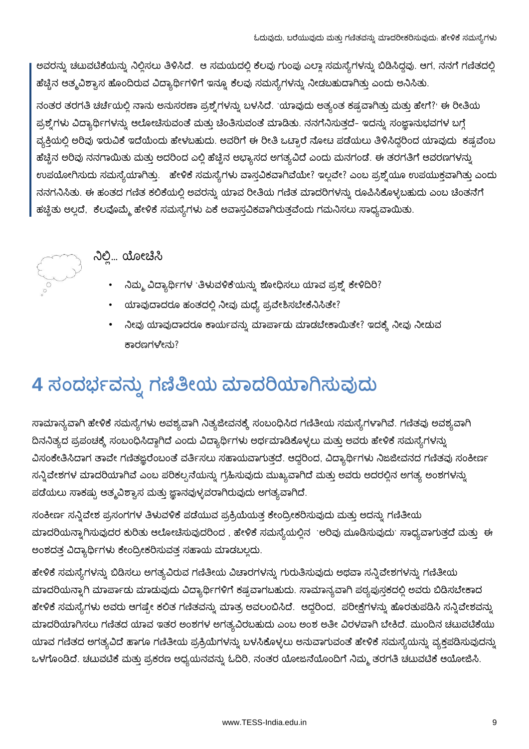ಅವರನ್ನು ಚಟುವಟಿಕೆಯನ್ನು ನಿಲ್ಲಿಸಲು ತಿಳಿಸಿದೆ. ಆ ಸಮಯದಲ್ಲಿ ಕೆಲವು ಗುಂಪು ಎಲ್ಲಾ ಸಮಸ್ಯೆಗಳನ್ನು ಬಿಡಿಸಿದ್ದವು. ಆಗ, ನನಗೆ ಗಣಿತದಲ್ಲಿ ಹೆಚ್ಚಿನ ಆತ್ಮವಿಶ್ವಾಸ ಹೊಂದಿರುವ ವಿದ್ಯಾರ್ಥಿಗಳಿಗೆ ಇನ್ನೂ ಕೆಲವು ಸಮಸ್ಯೆಗಳನ್ನು ನೀಡಬಹುದಾಗಿತ್ತು ಎಂದು ಅನಿಸಿತು.

ನಂತರ ತರಗತಿ ಚರ್ಚೆಯಲ್ಲಿ ನಾನು ಅನುಸರಣಾ ಪ್ರಶ್ನೆಗಳನ್ನು ಬಳಸಿದೆ. 'ಯಾವುದು ಅತ್ಯಂತ ಕಷ್ಟವಾಗಿತ್ತು ಮತ್ತು ಹೇಗೆ?' ಈ ರೀತಿಯ ಪ್ರಶ್ನೆಗಳು ವಿದ್ಯಾರ್ಥಿಗಳನ್ನು ಆಲೋಚಿಸುವಂತೆ ಮತ್ತು ಚಿಂತಿಸುವಂತೆ ಮಾಡಿತು. ನನಗೆನಿಸುತ್ತದೆ- ಇದನ್ನು ಸಂಜ್ಞಾನುಭವಗಳ ಬಗ್ಗೆ ವ್ಯಕ್ತಿಯಲ್ಲಿ ಅರಿವು ಇರುವಿಕೆ ಇದೆಯೆಂದು ಹೇಳಬಹುದು. ಅವರಿಗೆ ಈ ರೀತಿ ಒಟ್ಟಾರೆ ನೋಟ ಪಡೆಯಲು ತಿಳಿಸಿದ್ದರಿಂದ ಯಾವುದು ಕಷ್ಟವೆಂಬ ಹೆಚ್ಚಿನ ಅರಿವು ನನಗಾಯಿತು ಮತ್ತು ಅದರಿಂದ ಎಲ್ಲಿ ಹೆಚ್ಚಿನ ಅಭ್ಯಾಸದ ಅಗತ್ಯವಿದೆ ಎಂದು ಮನಗಂಡೆ. ಈ ತರಗತಿಗೆ ಆವರಣಗಳನ್ನು ಉಪಯೋಗಿಸುದು ಸಮಸ್ಯೆಯಾಗಿತ್ತು. ಹೇಳಿಕೆ ಸಮಸ್ಯೆಗಳು ವಾಸ್ತವಿಕವಾಗಿವೆಯೇ? ಇಲ್ಲವೇ? ಎಂಬ ಪ್ರಶ್ನೆಯೂ ಉಪಯುಕ್ತವಾಗಿತ್ತು ಎಂದು ನನಗನಿಸಿತು. ಈ ಹಂತದ ಗಣಿತ ಕಲಿಕೆಯಲ್ಲಿ ಅವರನ್ನು ಯಾವ ರೀತಿಯ ಗಣಿತ ಮಾದರಿಗಳನ್ನು ರೂಪಿಸಿಕೊಳ್ಳಬಹುದು ಎಂಬ ಚಿಂತನೆಗೆ ಹಚ್ಚಿತು ಅಲ್ಲದೆ, ಕೆಲವೊಮ್ಮೆ ಹೇಳಿಕೆ ಸಮಸ್ಯೆಗಳು ಏಕೆ ಅವಾಸ್ತವಿಕವಾಗಿರುತ್ತವೆಂದು ಗಮನಿಸಲು ಸಾಧ್ಯವಾಯಿತು.

### ನಿಲ್ಲಿ... ಯೋಚಿಸಿ

- ನಿಮ್ಮ ವಿದ್ಯಾರ್ಥಿಗಳ 'ತಿಳುವಳಿಕೆ'ಯನ್ನು ಶೋಧಿಸಲು ಯಾವ ಪ್ರಶ್ನೆ ಕೇಳಿದಿರಿ?
- ಯಾವುದಾದರೂ ಹಂತದಲ್ಲಿ ನೀವು ಮಧ್ಯೆ ಪ್ರವೇಶಿಸಬೇಕೆನಿಸಿತೇ?
- ನೀವು ಯಾವುದಾದರೂ ಕಾರ್ಯವನ್ನು ಮಾರ್ಪಾಡು ಮಾಡಬೇಕಾಯಿತೇ? ಇದಕ್ಕೆ ನೀವು ನೀಡುವ ಕಾರಣಗಳೇನು?

# 4 ಸಂದರ್ಭವನ್ನು ಗಣಿತೀಯ ಮಾದರಿಯಾಗಿಸುವುದು

ಸಾಮಾನ್ಯವಾಗಿ ಹೇಳಿಕೆ ಸಮಸ್ಯೆಗಳು ಅವಶ್ಯವಾಗಿ ನಿತ್ಯಜೀವನಕ್ಕೆ ಸಂಬಂಧಿಸಿದ ಗಣಿತೀಯ ಸಮಸ್ಯೆಗಳಾಗಿವೆ. ಗಣಿತವು ಅವಶ್ಯವಾಗಿ ದಿನನಿತ್ಯದ ಪ್ರಪಂಚಕ್ಕೆ ಸಂಬಂಧಿಸಿದ್ದಾಗಿದೆ ಎಂದು ವಿದ್ಯಾರ್ಥಿಗಳು ಅರ್ಥಮಾಡಿಕೊಳ್ಳಲು ಮತ್ತು ಅವರು ಹೇಳಿಕೆ ಸಮಸ್ಯೆಗಳನ್ನು ವಿಸಂಕೇತಿಸಿದಾಗ ತಾವೇ ಗಣಿತಜ್ಞರೆಂಬಂತೆ ವರ್ತಿಸಲು ಸಹಾಯವಾಗುತ್ತದೆ. ಆದ್ದರಿಂದ, ವಿದ್ಯಾರ್ಥಿಗಳು ನಿಜಜೀವನದ ಗಣಿತವು ಸಂಕೀರ್ಣ ಸನ್ನಿವೇಶಗಳ ಮಾದರಿಯಾಗಿವೆ ಎಂಬ ಪರಿಕಲ್ಪನೆಯನ್ನು ಗ್ರಹಿಸುವುದು ಮುಖ್ಯವಾಗಿದೆ ಮತ್ತು ಅವರು ಅದರಲ್ಲಿನ ಅಗತ್ಯ ಅಂಶಗಳನ್ನು ಪಡೆಯಲು ಸಾಕಷ್ಟು ಆತ್ಮವಿಶ್ವಾಸ ಮತ್ತು ಜ್ಞಾನವುಳ್ಳವರಾಗಿರುವುದು ಅಗತ್ಯವಾಗಿದೆ.

ಸಂಕೀರ್ಣ ಸನ್ನಿವೇಶ ಪ್ರಸಂಗಗಳ ತಿಳುವಳಿಕೆ ಪಡೆಯುವ ಪ್ರಕ್ರಿಯೆಯತ್ತ ಕೇಂದ್ರೀಕರಿಸುವುದು ಮತ್ತು ಅದನ್ನು ಗಣಿತೀಯ ಮಾದರಿಯನ್ನಾಗಿಸುವುದರ ಕುರಿತು ಆಲೋಚಿಸುವುದರಿಂದ , ಹೇಳಿಕೆ ಸಮಸ್ಯೆಯಲ್ಲಿನ 'ಅರಿವು ಮೂಡಿಸುವುದು' ಸಾಧ್ಯವಾಗುತ್ತದೆ ಮತ್ತು ಈ ಅಂಶದತ್ತ ವಿದ್ಯಾರ್ಥಿಗಳು ಕೇಂದ್ರೀಕರಿಸುವತ್ತ ಸಹಾಯ ಮಾಡಬಲ್ಲದು.

ಹೇಳಿಕೆ ಸಮಸ್ಯೆಗಳನ್ನು ಬಿಡಿಸಲು ಅಗತ್ಯವಿರುವ ಗಣಿತೀಯ ವಿಚಾರಗಳನ್ನು ಗುರುತಿಸುವುದು ಅಥವಾ ಸನ್ನಿವೇಶಗಳನ್ನು ಗಣಿತೀಯ ಮಾದರಿಯನ್ನಾಗಿ ಮಾರ್ಪಾಡು ಮಾಡುವುದು ವಿದ್ಯಾರ್ಥಿಗಳಿಗೆ ಕಷ್ಟವಾಗಬಹುದು. ಸಾಮಾನ್ಯವಾಗಿ ಪಠ್ಯಪುಸ್ತಕದಲ್ಲಿ ಅವರು ಬಿಡಿಸಬೇಕಾದ ಹೇಳಿಕೆ ಸಮಸ್ಯೆಗಳು ಅವರು ಆಗಷ್ಟೇ ಕಲಿತ ಗಣಿತವನ್ನು ಮಾತ್ರ ಅವಲಂಬಿಸಿದೆ. ಆದ್ದರಿಂದ, ಪರೀಕ್ಷೆಗಳನ್ನು ಹೊರತುಪಡಿಸಿ ಸನ್ನಿವೇಶವನ್ನು ಮಾದರಿಯಾಗಿಸಲು ಗಣಿತದ ಯಾವ ಇತರ ಅಂಶಗಳ ಅಗತ್ಯವಿರಬಹುದು ಎಂಬ ಅಂಶ ಅತೀ ವಿರಳವಾಗಿ ಬೇಕಿದೆ. ಮುಂದಿನ ಚಟುವಟಿಕೆಯು ಯಾವ ಗಣಿತದ ಅಗತ್ಯವಿದೆ ಹಾಗೂ ಗಣಿತೀಯ ಪ್ರಕ್ರಿಯೆಗಳನ್ನು ಬಳಸಿಕೊಳ್ಳಲು ಅನುವಾಗುವಂತೆ ಹೇಳಿಕೆ ಸಮಸ್ಯೆಯನ್ನು ವ್ಯಕ್ತಪಡಿಸುವುದನ್ನು ಒಳಗೊಂಡಿದೆ. ಚಟುವಟಿಕೆ ಮತ್ತು ಪ್ರಕರಣ ಅಧ್ಯಯನವನ್ನು ಓದಿರಿ, ನಂತರ ಯೋಜನೆಯೊಂದಿಗೆ ನಿಮ್ಮ ತರಗತಿ ಚಟುವಟಿಕೆ ಆಯೋಜಿಸಿ.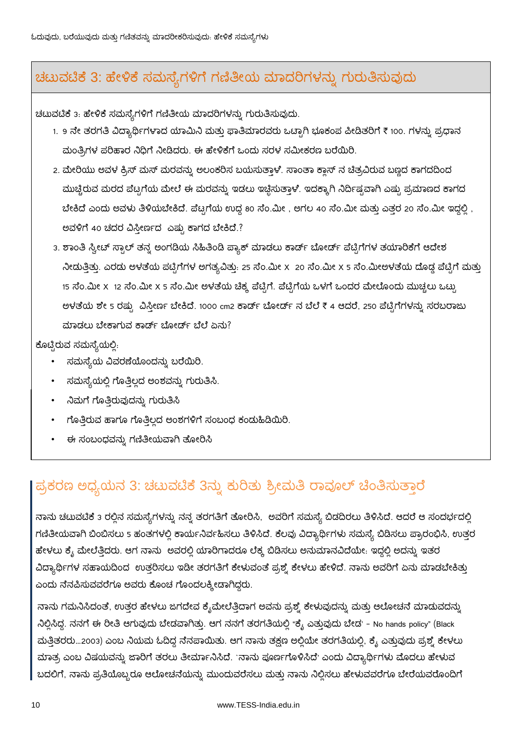## ಚಟುವಟಿಕೆ 3: ಹೇಳಿಕೆ ಸಮಸ್ಯೆಗಳಿಗೆ ಗಣಿತೀಯ ಮಾದರಿಗಳನ್ನು ಗುರುತಿಸುವುದು

ಚಟುವಟಿಕೆ 3: ಹೇಳಿಕೆ ಸಮಸ್ಯೆಗಳಿಗೆ ಗಣಿತೀಯ ಮಾದರಿಗಳನ್ನು ಗುರುತಿಸುವುದು.

1. 9 ನೇ ತರಗತಿ ವಿದ್ಯಾರ್ಥಿಗಳಾದ ಯಾಮಿನಿ ಮತ್ತು ಫಾತಿಮಾರವರು ಒಟ್ಟಾಗಿ ಭೂಕಂಪ ಪೀಡಿತರಿಗೆ ₹ 100. ಗಳನ್ನು ಪ್ರಧಾನ ಮಂತ್ರಿಗಳ ಪರಿಹಾರ ನಿಧಿಗೆ ನೀಡಿದರು. ಈ ಹೇಳಿಕೆಗೆ ಒಂದು ಸರಳ ಸಮೀಕರಣ ಬರೆಯಿರಿ.
2. ಮೇರಿಯು ಅವಳ ಕ್ರಿಸ್ ಮಸ್ ಮರವನ್ನು ಅಲಂಕರಿಸ ಬಯಸುತ್ತಾಳೆ. ಸಾಂತಾ ಕ್ಲಾಸ್ ನ ಚಿತ್ರವಿರುವ ಬಣ್ಣದ ಕಾಗದದಿಂದ ಮುಚ್ಚಿರುವ ಮರದ ಪೆಟ್ಟಗೆಯ ಮೇಲೆ ಈ ಮರವನ್ನು ಇಡಲು ಇಚ್ಛಿಸುತ್ತಾಳೆ. ಇದಕ್ಕಾಗಿ ನಿರ್ದಿಷ್ಟವಾಗಿ ಎಷ್ಟು ಪ್ರಮಾಣದ ಕಾಗದ ಬೇಕಿದೆ ಎಂದು ಅವಳು ತಿಳಿಯಬೇಕಿದೆ. ಪೆಟ್ಟಗೆಯ ಉದ್ದ 80 ಸೆಂ.ಮೀ , ಅಗಲ 40 ಸೆಂ.ಮೀ ಮತ್ತು ಎತ್ತರ 20 ಸೆಂ.ಮೀ ಇದ್ದಲ್ಲಿ , ಅವಳಿಗೆ 40 ಚದರ ವಿಸ್ತೀರ್ಣದ ಎಷ್ಟು ಕಾಗದ ಬೇಕಿದೆ.?
3. ಶಾಂತಿ ಸ್ವೀಟ್ ಸ್ಟಾಲ್ ತನ್ನ ಅಂಗಡಿಯ ಸಿಹಿತಿಂಡಿ ಪ್ಯಾಕ್ ಮಾಡಲು ಕಾರ್ಡ್ ಬೋರ್ಡ್ ಪೆಟ್ಟಿಗೆಗಳ ತಯಾರಿಕೆಗೆ ಆದೇಶ ನೀಡುತ್ತಿತ್ತು. ಎರಡು ಅಳತೆಯ ಪೆಟ್ಟಿಗೆಗಳ ಅಗತ್ಯವಿತ್ತು: 25 ಸೆಂ.ಮೀ x 20 ಸೆಂ.ಮೀ x 5 ಸೆಂ.ಮೀಅಳತೆಯ ದೊಡ್ಡ ಪೆಟ್ಟಿಗೆ ಮತ್ತು 15 ಸೆಂ.ಮೀ x 12 ಸೆಂ.ಮೀ x 5 ಸೆಂ.ಮೀ ಅಳತೆಯ ಚಿಕ್ಕ ಪೆಟ್ಟಿಗೆ. ಪೆಟ್ಟಿಗೆಯ ಒಳಗೆ ಒಂದರ ಮೇಲೊಂದು ಮುಚ್ಚಲು ಒಟ್ಟು ಅಳತೆಯ ಶೇ 5 ರಷ್ಟು ವಿಸ್ತೀರ್ಣ ಬೇಕಿದೆ. 1000 $cm^2$ ಕಾರ್ಡ್ ಬೋರ್ಡ್ ನ ಬೆಲೆ ₹ 4 ಆದರೆ, 250 ಪೆಟ್ಟಿಗೆಗಳನ್ನು ಸರಬರಾಜು ಮಾಡಲು ಬೇಕಾಗುವ ಕಾರ್ಡ್ ಬೋರ್ಡ್ ಬೆಲೆ ಏನು?

ಕೊಟ್ಟಿರುವ ಸಮಸ್ಯೆಯಲ್ಲಿ:

- ಸಮಸ್ಯೆಯ ವಿವರಣೆಯೊಂದನ್ನು ಬರೆಯಿರಿ.
- ಸಮಸ್ಯೆಯಲ್ಲಿ ಗೊತ್ತಿಲ್ಲದ ಅಂಶವನ್ನು ಗುರುತಿಸಿ.
- ನಿಮಗೆ ಗೊತ್ತಿರುವುದನ್ನು ಗುರುತಿಸಿ
- ಗೊತ್ತಿರುವ ಹಾಗೂ ಗೊತ್ತಿಲ್ಲದ ಅಂಶಗಳಿಗೆ ಸಂಬಂಧ ಕಂಡುಹಿಡಿಯಿರಿ.
- ಈ ಸಂಬಂಧವನ್ನು ಗಣಿತೀಯವಾಗಿ ತೋರಿಸಿ

## ಪ್ರಕರಣ ಅಧ್ಯಯನ 3: ಚಟುವಟಿಕೆ 3ನ್ನು ಕುರಿತು ಶ್ರೀಮತಿ ರಾವೂಲ್ ಚಿಂತಿಸುತ್ತಾರೆ

ನಾನು ಚಟುವಟಿಕೆ 3 ರಲ್ಲಿನ ಸಮಸ್ಯೆಗಳನ್ನು ನನ್ನ ತರಗತಿಗೆ ತೋರಿಸಿ, ಅವರಿಗೆ ಸಮಸ್ಯೆ ಬಿಡದಿರಲು ತಿಳಿಸಿದೆ. ಆದರೆ ಆ ಸಂದರ್ಭದಲ್ಲಿ ಗಣಿತೀಯವಾಗಿ ಬಿಂಬಿಸಲು 5 ಹಂತಗಳಲ್ಲಿ ಕಾರ್ಯನಿರ್ವಹಿಸಲು ತಿಳಿಸಿದೆ. ಕೆಲವು ವಿದ್ಯಾರ್ಥಿಗಳು ಸಮಸ್ಯೆ ಬಿಡಿಸಲು ಪ್ರಾರಂಭಿಸಿ, ಉತ್ತರ ಹೇಳಲು ಕೈ ಮೇಲೆತ್ತಿದರು. ಆಗ ನಾನು ಅವರಲ್ಲಿ ಯಾರಿಗಾದರೂ ಲೆಕ್ಕ ಬಿಡಿಸಲು ಅನುಮಾನವಿದೆಯೇ: ಇದ್ದಲ್ಲಿ ಅದನ್ನು ಇತರ ವಿದ್ಯಾರ್ಥಿಗಳ ಸಹಾಯದಿಂದ ಉತ್ತರಿಸಲು ಇಡೀ ತರಗತಿಗೆ ಕೇಳುವಂತೆ ಪ್ರಶ್ನೆ ಕೇಳಲು ಹೇಳಿದೆ. ನಾನು ಅವರಿಗೆ ಏನು ಮಾಡಬೇಕಿತ್ತು ಎಂದು ನೆನಪಿಸುವವರೆಗೂ ಅವರು ಕೊಂಚ ಗೊಂದಲಕ್ಕೀಡಾಗಿದ್ದರು.

ನಾನು ಗಮನಿಸಿದಂತೆ, ಉತ್ತರ ಹೇಳಲು ಜಗದೇವ ಕೈಮೇಲೆತ್ತಿದಾಗ ಅವನು ಪ್ರಶ್ನೆ ಕೇಳುವುದನ್ನು ಮತ್ತು ಆಲೋಚನೆ ಮಾಡುವದನ್ನು ನಿಲ್ಲಿಸಿದ್ದ. ನನಗೆ ಈ ರೀತಿ ಆಗುವುದು ಬೇಡವಾಗಿತ್ತು. ಆಗ ನನಗೆ ತರಗತಿಯಲ್ಲಿ "ಕೈ ಎತ್ತುವುದು ಬೇಡ' – No hands policy" (Black ಮತ್ತಿತರರು...2003) ಎಂಬ ನಿಯಮ ಓದಿದ್ದ ನೆನಪಾಯಿತು. ಆಗ ನಾನು ತಕ್ಷಣ ಅಲ್ಲಿಯೇ ತರಗತಿಯಲ್ಲಿ, ಕೈ ಎತ್ತುವುದು ಪ್ರಶ್ನೆ ಕೇಳಲು ಮಾತ್ರ ಎಂಬ ವಿಷಯವನ್ನು ಜಾರಿಗೆ ತರಲು ತೀರ್ಮಾನಿಸಿದೆ. `ನಾನು ಪೂರ್ಣಗೊಳಿಸಿದೆ' ಎಂದು ವಿದ್ಯಾರ್ಥಿಗಳು ಮೊದಲು ಹೇಳುವ ಬದಲಿಗೆ, ನಾನು ಪ್ರತಿಯೊಬ್ಬರೂ ಆಲೋಚನೆಯನ್ನು ಮುಂದುವರೆಸಲು ಮತ್ತು ನಾನು ನಿಲ್ಲಿಸಲು ಹೇಳುವವರೆಗೂ ಬೇರೆಯವರೊಂದಿಗೆ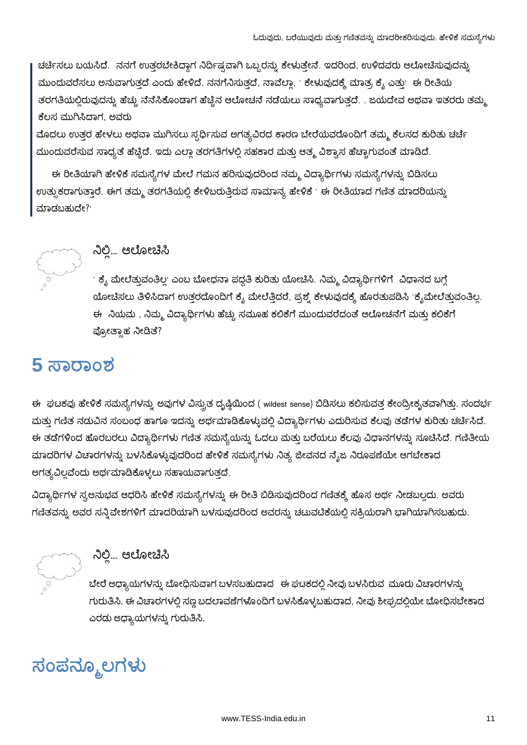ಚರ್ಚಿಸಲು ಬಯಸಿದೆ. ನನಗೆ ಉತ್ತರಬೇಕಿದ್ದಾಗ ನಿರ್ದಿಷ್ಟವಾಗಿ ಒಬ್ಬರನ್ನು ಕೇಳುತ್ತೇನೆ. ಇದರಿಂದ, ಉಳಿದವರು ಆಲೋಚಿಸುವುದನ್ನು ಮುಂದುವರೆಸಲು ಅನುವಾಗುತ್ತದೆ ಎಂದು ಹೇಳಿದೆ. ನನಗೆನಿಸುತ್ತದೆ, ನಾವೆಲ್ಲಾ, ` ಕೇಳುವುದಕ್ಕೆ ಮಾತ್ರ ಕೈ ಎತ್ತು' ಈ ರೀತಿಯ ತರಗತಿಯಲ್ಲಿರುವುದನ್ನು ಹೆಚ್ಚು ನೆನೆಸಿಕೊಂಡಾಗ ಹೆಚ್ಚಿನ ಆಲೋಚನೆ ನಡೆಯಲು ಸಾಧ್ಯವಾಗುತ್ತದೆ. . ಜಯದೇವ ಅಥವಾ ಇತರರು ತಮ್ಮ ಕೆಲಸ ಮುಗಿಸಿದಾಗ, ಅವರು

ಮೊದಲು ಉತ್ತರ ಹೇಳಲು ಅಥವಾ ಮುಗಿಸಲು ಸ್ಪರ್ಧಿಸುವ ಅಗತ್ಯವಿರದ ಕಾರಣ ಬೇರೆಯವರೊಂದಿಗೆ ತಮ್ಮ ಕೆಲಸದ ಕುರಿತು ಚರ್ಚೆ ಮುಂದುವರೆಸುವ ಸಾಧ್ಯತೆ ಹೆಚ್ಚಿದೆ. ಇದು ಎಲ್ಲಾ ತರಗತಿಗಳಲ್ಲಿ ಸಹಕಾರ ಮತ್ತು ಆತ್ಮ ವಿಶ್ವಾಸ ಹೆಚ್ಚಾಗುವಂತೆ ಮಾಡಿದೆ.

ಈ ರೀತಿಯಾಗಿ ಹೇಳಿಕೆ ಸಮಸ್ಯೆಗಳ ಮೇಲೆ ಗಮನ ಹರಿಸುವುದರಿಂದ ನಮ್ಮ ವಿದ್ಯಾರ್ಥಿಗಳು ಸಮಸ್ಯೆಗಳನ್ನು ಬಿಡಿಸಲು ಉತ್ಸುಕರಾಗುತ್ತಾರೆ. ಈಗ ತಮ್ಮ ತರಗತಿಯಲ್ಲಿ ಕೇಳಿಬರುತ್ತಿರುವ ಸಾಮಾನ್ಯ ಹೇಳಿಕೆ ` ಈ ರೀತಿಯಾದ ಗಣಿತ ಮಾದರಿಯನ್ನು ಮಾಡಬಹುದೇ?'

### ನಿಲ್ಲಿ... ಆಲೋಚಿಸಿ

` ಕೈ ಮೇಲೆತ್ತುವಂತಿಲ್ಲ' ಎಂಬ ಬೋಧನಾ ಪದ್ಧತಿ ಕುರಿತು ಯೋಚಿಸಿ. ನಿಮ್ಮ ವಿದ್ಯಾರ್ಥಿಗಳಿಗೆ ವಿಧಾನದ ಬಗ್ಗೆ ಯೋಚಿಸಲು ತಿಳಿಸಿದಾಗ ಉತ್ತರದೊಂದಿಗೆ ಕೈ ಮೇಲೆತ್ತಿದರೆ, ಪ್ರಶ್ನೆ ಕೇಳುವುದಕ್ಕೆ ಹೊರತುಪಡಿಸಿ `ಕೈಮೇಲೆತ್ತುವಂತಿಲ್ಲ. ಈ ನಿಯಮ , ನಿಮ್ಮ ವಿದ್ಯಾರ್ಥಿಗಳು ಹೆಚ್ಚು ಸಮೂಹ ಕಲಿಕೆಗೆ ಮುಂದುವರೆದಂತೆ ಆಲೋಚನೆಗೆ ಮತ್ತು ಕಲಿಕೆಗೆ ಪ್ರೋತ್ಸಾಹ ನೀಡಿತೆ?

# 5 ಸಾರಾಂಶ

ಈ ಘಟಕವು ಹೇಳಿಕೆ ಸಮಸ್ಯೆಗಳನ್ನು ಅವುಗಳ ವಿಸ್ತೃತ ದೃಷ್ಟಿಯಿಂದ ( wildest sense) ಬಿಡಿಸಲು ಕಲಿಸುವತ್ತ ಕೇಂದ್ರೀಕೃತವಾಗಿತ್ತು. ಸಂದರ್ಭ ಮತ್ತು ಗಣಿತ ನಡುವಿನ ಸಂಬಂಧ ಹಾಗೂ ಇದನ್ನು ಅರ್ಥಮಾಡಿಕೊಳ್ಳುವಲ್ಲಿ ವಿದ್ಯಾರ್ಥಿಗಳು ಎದುರಿಸುವ ಕೆಲವು ತಡೆಗಳ ಕುರಿತು ಚರ್ಚಿಸಿದೆ. ಈ ತಡೆಗಳಿಂದ ಹೊರಬರಲು ವಿದ್ಯಾರ್ಥಿಗಳು ಗಣಿತ ಸಮಸ್ಯೆಯನ್ನು ಓದಲು ಮತ್ತು ಬರೆಯಲು ಕೆಲವು ವಿಧಾನಗಳನ್ನು ಸೂಚಿಸಿದೆ. ಗಣಿತೀಯ ಮಾದರಿಗಳ ವಿಚಾರಗಳನ್ನು ಬಳಸಿಕೊಳ್ಳುವುದರಿಂದ ಹೇಳಿಕೆ ಸಮಸ್ಯೆಗಳು ನಿತ್ಯ ಜೀವನದ ನೈಜ ನಿರೂಪಣೆಯೇ ಆಗಬೇಕಾದ ಅಗತ್ಯವಿಲ್ಲವೆಂದು ಅರ್ಥಮಾಡಿಕೊಳ್ಳಲು ಸಹಾಯವಾಗುತ್ತದೆ.

ವಿದ್ಯಾರ್ಥಿಗಳ ಸ್ವಅನುಭವ ಆಧರಿಸಿ ಹೇಳಿಕೆ ಸಮಸ್ಯೆಗಳನ್ನು ಈ ರೀತಿ ಬಿಡಿಸುವುದರಿಂದ ಗಣಿತಕ್ಕೆ ಹೊಸ ಅರ್ಥ ನೀಡಬಲ್ಲದು. ಅವರು ಗಣಿತವನ್ನು ಅವರ ಸನ್ನಿವೇಶಗಳಿಗೆ ಮಾದರಿಯಾಗಿ ಬಳಸುವುದರಿಂದ ಅವರನ್ನು ಚಟುವಟಿಕೆಯಲ್ಲಿ ಸಕ್ರಿಯರಾಗಿ ಭಾಗಿಯಾಗಿಸಬಹುದು.

### ನಿಲ್ಲಿ... ಆಲೋಚಿಸಿ

ಬೇರೆ ಅಧ್ಯಾಯಗಳನ್ನು ಬೋಧಿಸುವಾಗ ಬಳಸಬಹುದಾದ ಈ ಘಟಕದಲ್ಲಿ ನೀವು ಬಳಸಿರುವ ಮೂರು ವಿಚಾರಗಳನ್ನು ಗುರುತಿಸಿ. ಈ ವಿಚಾರಗಳಲ್ಲಿ ಸಣ್ಣ ಬದಲಾವಣೆಗಳೊಂದಿಗೆ ಬಳಸಿಕೊಳ್ಳಬಹುದಾದ, ನೀವು ಶೀಘ್ರದಲ್ಲಿಯೇ ಬೋಧಿಸಬೇಕಾದ ಎರಡು ಅಧ್ಯಾಯಗಳನ್ನು ಗುರುತಿಸಿ.

# ಸಂಪನ್ಮೂಲಗಳು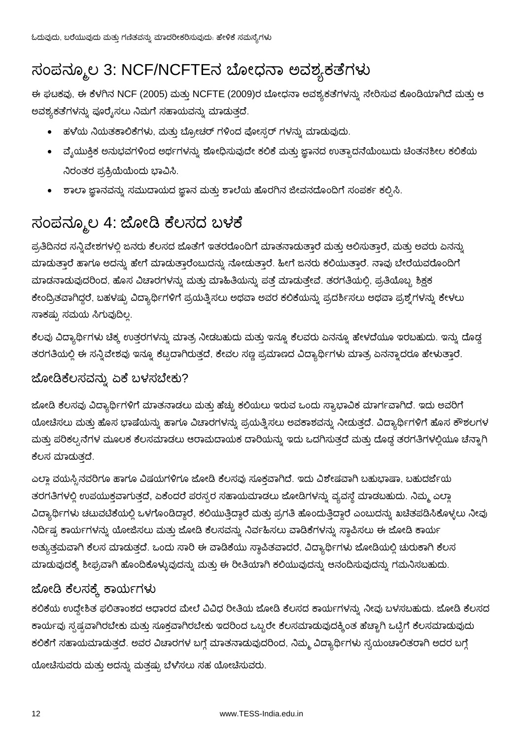## ಸಂಪನ್ಮೂಲ 3: NCF/NCFTEನ ಬೋಧನಾ ಅವಶ್ಯಕತೆಗಳು

ಈ ಘಟಕವು, ಈ ಕೆಳಗಿನ NCF (2005) ಮತ್ತು NCFTE (2009)ರ ಬೋಧನಾ ಅವಶ್ಯಕತೆಗಳನ್ನು ಸೇರಿಸುವ ಕೊಂಡಿಯಾಗಿದೆ ಮತ್ತು ಆ ಅವಶ್ಯಕತೆಗಳನ್ನು ಪೂರೈಸಲು ನಿಮಗೆ ಸಹಾಯವನ್ನು ಮಾಡುತ್ತದೆ.

- ಹಳೆಯ ನಿಯತಕಾಲಿಕೆಗಳು, ಮತ್ತು ಬ್ರೋಚರ್ ಗಳಿಂದ ಪೋಸ್ಟರ್ ಗಳನ್ನು ಮಾಡುವುದು.
- ವೈಯುಕ್ತಿಕ ಅನುಭವಗಳಿಂದ ಅರ್ಥಗಳನ್ನು ಶೋಧಿಸುವುದೇ ಕಲಿಕೆ ಮತ್ತು ಜ್ಞಾನದ ಉತ್ಪಾದನೆಯೆಂಬುದು ಚಿಂತನಶೀಲ ಕಲಿಕೆಯ ನಿರಂತರ ಪ್ರಕ್ರಿಯೆಯೆಂದು ಭಾವಿಸಿ.
- ಶಾಲಾ ಜ್ಞಾನವನ್ನು ಸಮುದಾಯದ ಜ್ಞಾನ ಮತ್ತು ಶಾಲೆಯ ಹೊರಗಿನ ಜೀವನದೊಂದಿಗೆ ಸಂಪರ್ಕ ಕಲ್ಪಿಸಿ.

## ಸಂಪನ್ಮೂಲ 4: ಜೋಡಿ ಕೆಲಸದ ಬಳಕೆ

ಪ್ರತಿದಿನದ ಸನ್ನಿವೇಶಗಳಲ್ಲಿ ಜನರು ಕೆಲಸದ ಜೊತೆಗೆ ಇತರರೊಂದಿಗೆ ಮಾತನಾಡುತ್ತಾರೆ ಮತ್ತು ಆಲಿಸುತ್ತಾರೆ, ಮತ್ತು ಅವರು ಏನನ್ನು ಮಾಡುತ್ತಾರೆ ಹಾಗೂ ಅದನ್ನು ಹೇಗೆ ಮಾಡುತ್ತಾರೆಂಬುದನ್ನು ನೋಡುತ್ತಾರೆ. ಹೀಗೆ ಜನರು ಕಲಿಯುತ್ತಾರೆ. ನಾವು ಬೇರೆಯವರೊಂದಿಗೆ ಮಾಡನಾಡುವುದರಿಂದ, ಹೊಸ ವಿಚಾರಗಳನ್ನು ಮತ್ತು ಮಾಹಿತಿಯನ್ನು ಪತ್ತೆ ಮಾಡುತ್ತೇವೆ. ತರಗತಿಯಲ್ಲಿ, ಪ್ರತಿಯೊಬ್ಬ ಶಿಕ್ಷಕ ಕೇಂದ್ರಿತವಾಗಿದ್ದರೆ, ಬಹಳಷ್ಟು ವಿದ್ಯಾರ್ಥಿಗಳಿಗೆ ಪ್ರಯತ್ನಿಸಲು ಅಥವಾ ಅವರ ಕಲಿಕೆಯನ್ನು ಪ್ರದರ್ಶಿಸಲು ಅಥವಾ ಪ್ರಶ್ನೆಗಳನ್ನು ಕೇಳಲು ಸಾಕಷ್ಟು ಸಮಯ ಸಿಗುವುದಿಲ್ಲ.

ಕೆಲವು ವಿದ್ಯಾರ್ಥಿಗಳು ಚಿಕ್ಕ ಉತ್ತರಗಳನ್ನು ಮಾತ್ರ ನೀಡಬಹುದು ಮತ್ತು ಇನ್ನೂ ಕೆಲವರು ಏನನ್ನೂ ಹೇಳದೆಯೂ ಇರಬಹುದು. ಇನ್ನು ದೊಡ್ಡ ತರಗತಿಯಲ್ಲಿ ಈ ಸನ್ನಿವೇಶವು ಇನ್ನೂ ಕೆಟ್ಟದಾಗಿರುತ್ತದೆ, ಕೇವಲ ಸಣ್ಣ ಪ್ರಮಾಣದ ವಿದ್ಯಾರ್ಥಿಗಳು ಮಾತ್ರ ಏನನ್ನಾದರೂ ಹೇಳುತ್ತಾರೆ.

### ಜೋಡಿಕೆಲಸವನ್ನು ಏಕೆ ಬಳಸಬೇಕು?

ಜೋಡಿ ಕೆಲಸವು ವಿದ್ಯಾರ್ಥಿಗಳಿಗೆ ಮಾತನಾಡಲು ಮತ್ತು ಹೆಚ್ಚು ಕಲಿಯಲು ಇರುವ ಒಂದು ಸ್ವಾಭಾವಿಕ ಮಾರ್ಗವಾಗಿದೆ. ಇದು ಅವರಿಗೆ ಯೋಚಿಸಲು ಮತ್ತು ಹೊಸ ಭಾಷೆಯನ್ನು ಹಾಗೂ ವಿಚಾರಗಳನ್ನು ಪ್ರಯತ್ನಿಸಲು ಅವಕಾಶವನ್ನು ನೀಡುತ್ತದೆ. ವಿದ್ಯಾರ್ಥಿಗಳಿಗೆ ಹೊಸ ಕೌಶಲಗಳ ಮತ್ತು ಪರಿಕಲ್ಪನೆಗಳ ಮೂಲಕ ಕೆಲಸಮಾಡಲು ಆರಾಮದಾಯಕ ದಾರಿಯನ್ನು ಇದು ಒದಗಿಸುತ್ತದೆ ಮತ್ತು ದೊಡ್ಡ ತರಗತಿಗಳಲ್ಲಿಯೂ ಚೆನ್ನಾಗಿ ಕೆಲಸ ಮಾಡುತ್ತದೆ.

ಎಲ್ಲಾ ವಯಸ್ಸಿನವರಿಗೂ ಹಾಗೂ ವಿಷಯಗಳಿಗೂ ಜೋಡಿ ಕೆಲಸವು ಸೂಕ್ತವಾಗಿದೆ. ಇದು ವಿಶೇಷವಾಗಿ ಬಹುಭಾಷಾ, ಬಹುದರ್ಜೆಯ ತರಗತಿಗಳಲ್ಲಿ ಉಪಯುಕ್ತವಾಗುತ್ತದೆ, ಏಕೆಂದರೆ ಪರಸ್ಪರ ಸಹಾಯಮಾಡಲು ಜೋಡಿಗಳನ್ನು ವ್ಯವಸ್ಥೆ ಮಾಡಬಹುದು. ನಿಮ್ಮ ಎಲ್ಲಾ ವಿದ್ಯಾರ್ಥಿಗಳು ಚಟುವಟಿಕೆಯಲ್ಲಿ ಒಳಗೊಂಡಿದ್ದಾರೆ, ಕಲಿಯುತ್ತಿದ್ದಾರೆ ಮತ್ತು ಪ್ರಗತಿ ಹೊಂದುತ್ತಿದ್ದಾರೆ ಎಂಬುದನ್ನು ಖಚಿತಪಡಿಸಿಕೊಳ್ಳಲು ನೀವು ನಿರ್ದಿಷ್ಟ ಕಾರ್ಯಗಳನ್ನು ಯೋಜಿಸಲು ಮತ್ತು ಜೋಡಿ ಕೆಲಸವನ್ನು ನಿರ್ವಹಿಸಲು ವಾಡಿಕೆಗಳನ್ನು ಸ್ಥಾಪಿಸಲು ಈ ಜೋಡಿ ಕಾರ್ಯ ಅತ್ಯುತ್ತಮವಾಗಿ ಕೆಲಸ ಮಾಡುತ್ತದೆ. ಒಂದು ಸಾರಿ ಈ ವಾಡಿಕೆಯು ಸ್ಥಾಪಿತವಾದರೆ, ವಿದ್ಯಾರ್ಥಿಗಳು ಜೋಡಿಯಲ್ಲಿ ಚುರುಕಾಗಿ ಕೆಲಸ ಮಾಡುವುದಕ್ಕೆ ಶೀಘ್ರವಾಗಿ ಹೊಂದಿಕೊಳ್ಳುವುದನ್ನು ಮತ್ತು ಈ ರೀತಿಯಾಗಿ ಕಲಿಯುವುದನ್ನು ಆನಂದಿಸುವುದನ್ನು ಗಮನಿಸಬಹುದು.

### ಜೋಡಿ ಕೆಲಸಕ್ಕೆ ಕಾರ್ಯಗಳು

ಕಲಿಕೆಯ ಉದ್ದೇಶಿತ ಫಲಿತಾಂಶದ ಆಧಾರದ ಮೇಲೆ ವಿವಿಧ ರೀತಿಯ ಜೋಡಿ ಕೆಲಸದ ಕಾರ್ಯಗಳನ್ನು ನೀವು ಬಳಸಬಹುದು. ಜೋಡಿ ಕೆಲಸದ ಕಾರ್ಯವು ಸ್ಪಷ್ಟವಾಗಿರಬೇಕು ಮತ್ತು ಸೂಕ್ತವಾಗಿರಬೇಕು ಇದರಿಂದ ಒಬ್ಬರೇ ಕೆಲಸಮಾಡುವುದಕ್ಕಿಂತ ಹೆಚ್ಚಾಗಿ ಒಟ್ಟಿಗೆ ಕೆಲಸಮಾಡುವುದು ಕಲಿಕೆಗೆ ಸಹಾಯಮಾಡುತ್ತದೆ. ಅವರ ವಿಚಾರಗಳ ಬಗ್ಗೆ ಮಾತನಾಡುವುದರಿಂದ, ನಿಮ್ಮ ವಿದ್ಯಾರ್ಥಿಗಳು ಸ್ವಯಂಚಾಲಿತರಾಗಿ ಅದರ ಬಗ್ಗೆ ಯೋಚಿಸುವರು ಮತ್ತು ಅದನ್ನು ಮತ್ತಷ್ಟು ಬೆಳೆಸಲು ಸಹ ಯೋಚಿಸುವರು.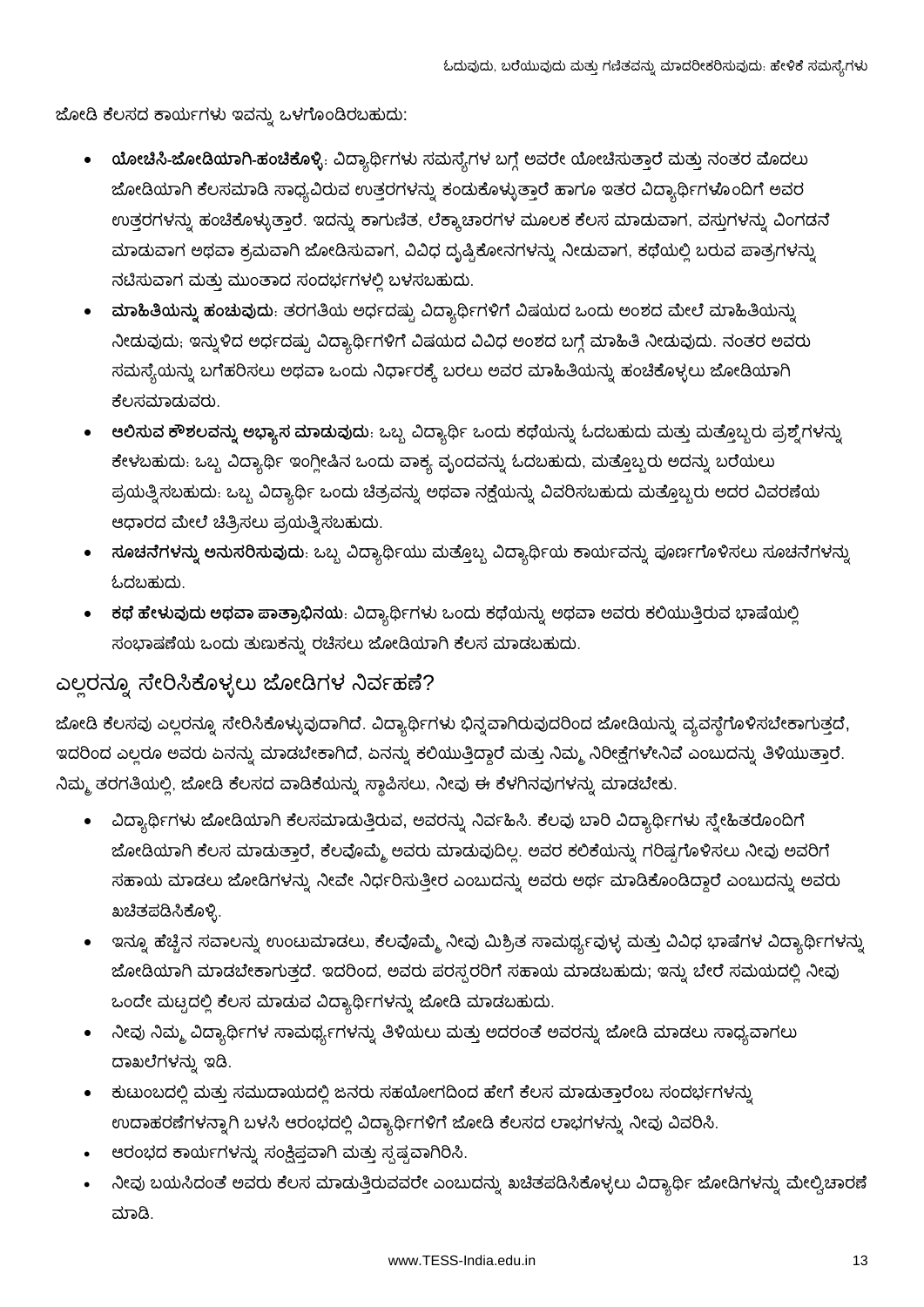ಜೋಡಿ ಕೆಲಸದ ಕಾರ್ಯಗಳು ಇವನ್ನು ಒಳಗೊಂಡಿರಬಹುದು:

- **ಯೋಚಿಸಿ-ಜೋಡಿಯಾಗಿ-ಹಂಚಿಕೊಳ್ಳಿ**: ವಿದ್ಯಾರ್ಥಿಗಳು ಸಮಸ್ಯೆಗಳ ಬಗ್ಗೆ ಅವರೇ ಯೋಚಿಸುತ್ತಾರೆ ಮತ್ತು ನಂತರ ಮೊದಲು ಜೋಡಿಯಾಗಿ ಕೆಲಸಮಾಡಿ ಸಾಧ್ಯವಿರುವ ಉತ್ತರಗಳನ್ನು ಕಂಡುಕೊಳ್ಳುತ್ತಾರೆ ಹಾಗೂ ಇತರ ವಿದ್ಯಾರ್ಥಿಗಳೊಂದಿಗೆ ಅವರ ಉತ್ತರಗಳನ್ನು ಹಂಚಿಕೊಳ್ಳುತ್ತಾರೆ. ಇದನ್ನು ಕಾಗುಣಿತ, ಲೆಕ್ಕಾಚಾರಗಳ ಮೂಲಕ ಕೆಲಸ ಮಾಡುವಾಗ, ವಸ್ತುಗಳನ್ನು ವಿಂಗಡನೆ ಮಾಡುವಾಗ ಅಥವಾ ಕ್ರಮವಾಗಿ ಜೋಡಿಸುವಾಗ, ವಿವಿಧ ದೃಷ್ಟಿಕೋನಗಳನ್ನು ನೀಡುವಾಗ, ಕಥೆಯಲ್ಲಿ ಬರುವ ಪಾತ್ರಗಳನ್ನು ನಟಿಸುವಾಗ ಮತ್ತು ಮುಂತಾದ ಸಂದರ್ಭಗಳಲ್ಲಿ ಬಳಸಬಹುದು.
- **ಮಾಹಿತಿಯನ್ನು ಹಂಚುವುದು**: ತರಗತಿಯ ಅರ್ಧದಷ್ಟು ವಿದ್ಯಾರ್ಥಿಗಳಿಗೆ ವಿಷಯದ ಒಂದು ಅಂಶದ ಮೇಲೆ ಮಾಹಿತಿಯನ್ನು ನೀಡುವುದು; ಇನ್ನುಳಿದ ಅರ್ಧದಷ್ಟು ವಿದ್ಯಾರ್ಥಿಗಳಿಗೆ ವಿಷಯದ ವಿವಿಧ ಅಂಶದ ಬಗ್ಗೆ ಮಾಹಿತಿ ನೀಡುವುದು. ನಂತರ ಅವರು ಸಮಸ್ಯೆಯನ್ನು ಬಗೆಹರಿಸಲು ಅಥವಾ ಒಂದು ನಿರ್ಧಾರಕ್ಕೆ ಬರಲು ಅವರ ಮಾಹಿತಿಯನ್ನು ಹಂಚಿಕೊಳ್ಳಲು ಜೋಡಿಯಾಗಿ ಕೆಲಸಮಾಡುವರು.
- **ಆಲಿಸುವ ಕೌಶಲವನ್ನು ಅಭ್ಯಾಸ ಮಾಡುವುದು**: ಒಬ್ಬ ವಿದ್ಯಾರ್ಥಿ ಒಂದು ಕಥೆಯನ್ನು ಓದಬಹುದು ಮತ್ತು ಮತ್ತೊಬ್ಬರು ಪ್ರಶ್ನೆಗಳನ್ನು ಕೇಳಬಹುದು: ಒಬ್ಬ ವಿದ್ಯಾರ್ಥಿ ಇಂಗ್ಲೀಷಿನ ಒಂದು ವಾಕ್ಯ ವೃಂದವನ್ನು ಓದಬಹುದು, ಮತ್ತೊಬ್ಬರು ಅದನ್ನು ಬರೆಯಲು ಪ್ರಯತ್ನಿಸಬಹುದು: ಒಬ್ಬ ವಿದ್ಯಾರ್ಥಿ ಒಂದು ಚಿತ್ರವನ್ನು ಅಥವಾ ನಕ್ಷೆಯನ್ನು ವಿವರಿಸಬಹುದು ಮತ್ತೊಬ್ಬರು ಅದರ ವಿವರಣೆಯ ಆಧಾರದ ಮೇಲೆ ಚಿತ್ರಿಸಲು ಪ್ರಯತ್ನಿಸಬಹುದು.
- **ಸೂಚನೆಗಳನ್ನು ಅನುಸರಿಸುವುದು**: ಒಬ್ಬ ವಿದ್ಯಾರ್ಥಿಯು ಮತ್ತೊಬ್ಬ ವಿದ್ಯಾರ್ಥಿಯ ಕಾರ್ಯವನ್ನು ಪೂರ್ಣಗೊಳಿಸಲು ಸೂಚನೆಗಳನ್ನು ಓದಬಹುದು.
- **ಕಥೆ ಹೇಳುವುದು ಅಥವಾ ಪಾತ್ರಾಭಿನಯ**: ವಿದ್ಯಾರ್ಥಿಗಳು ಒಂದು ಕಥೆಯನ್ನು ಅಥವಾ ಅವರು ಕಲಿಯುತ್ತಿರುವ ಭಾಷೆಯಲ್ಲಿ ಸಂಭಾಷಣೆಯ ಒಂದು ತುಣುಕನ್ನು ರಚಿಸಲು ಜೋಡಿಯಾಗಿ ಕೆಲಸ ಮಾಡಬಹುದು.

## ಎಲ್ಲರನ್ನೂ ಸೇರಿಸಿಕೊಳ್ಳಲು ಜೋಡಿಗಳ ನಿರ್ವಹಣೆ?

ಜೋಡಿ ಕೆಲಸವು ಎಲ್ಲರನ್ನೂ ಸೇರಿಸಿಕೊಳ್ಳುವುದಾಗಿದೆ. ವಿದ್ಯಾರ್ಥಿಗಳು ಭಿನ್ನವಾಗಿರುವುದರಿಂದ ಜೋಡಿಯನ್ನು ವ್ಯವಸ್ಥೆಗೊಳಿಸಬೇಕಾಗುತ್ತದೆ, ಇದರಿಂದ ಎಲ್ಲರೂ ಅವರು ಏನನ್ನು ಮಾಡಬೇಕಾಗಿದೆ, ಏನನ್ನು ಕಲಿಯುತ್ತಿದ್ದಾರೆ ಮತ್ತು ನಿಮ್ಮ ನಿರೀಕ್ಷೆಗಳೇನಿವೆ ಎಂಬುದನ್ನು ತಿಳಿಯುತ್ತಾರೆ. ನಿಮ್ಮ ತರಗತಿಯಲ್ಲಿ, ಜೋಡಿ ಕೆಲಸದ ವಾಡಿಕೆಯನ್ನು ಸ್ಥಾಪಿಸಲು, ನೀವು ಈ ಕೆಳಗಿನವುಗಳನ್ನು ಮಾಡಬೇಕು.

- ವಿದ್ಯಾರ್ಥಿಗಳು ಜೋಡಿಯಾಗಿ ಕೆಲಸಮಾಡುತ್ತಿರುವ, ಅವರನ್ನು ನಿರ್ವಹಿಸಿ. ಕೆಲವು ಬಾರಿ ವಿದ್ಯಾರ್ಥಿಗಳು ಸ್ನೇಹಿತರೊಂದಿಗೆ ಜೋಡಿಯಾಗಿ ಕೆಲಸ ಮಾಡುತ್ತಾರೆ, ಕೆಲವೊಮ್ಮೆ ಅವರು ಮಾಡುವುದಿಲ್ಲ. ಅವರ ಕಲಿಕೆಯನ್ನು ಗರಿಷ್ಠಗೊಳಿಸಲು ನೀವು ಅವರಿಗೆ ಸಹಾಯ ಮಾಡಲು ಜೋಡಿಗಳನ್ನು ನೀವೇ ನಿರ್ಧರಿಸುತ್ತೀರ ಎಂಬುದನ್ನು ಅವರು ಅರ್ಥ ಮಾಡಿಕೊಂಡಿದ್ದಾರೆ ಎಂಬುದನ್ನು ಅವರು ಖಚಿತಪಡಿಸಿಕೊಳ್ಳಿ.
- ಇನ್ನೂ ಹೆಚ್ಚಿನ ಸವಾಲನ್ನು ಉಂಟುಮಾಡಲು, ಕೆಲವೊಮ್ಮೆ ನೀವು ಮಿಶ್ರಿತ ಸಾಮರ್ಥ್ಯವುಳ್ಳ ಮತ್ತು ವಿವಿಧ ಭಾಷೆಗಳ ವಿದ್ಯಾರ್ಥಿಗಳನ್ನು ಜೋಡಿಯಾಗಿ ಮಾಡಬೇಕಾಗುತ್ತದೆ. ಇದರಿಂದ, ಅವರು ಪರಸ್ಪರರಿಗೆ ಸಹಾಯ ಮಾಡಬಹುದು; ಇನ್ನು ಬೇರೆ ಸಮಯದಲ್ಲಿ ನೀವು ಒಂದೇ ಮಟ್ಟದಲ್ಲಿ ಕೆಲಸ ಮಾಡುವ ವಿದ್ಯಾರ್ಥಿಗಳನ್ನು ಜೋಡಿ ಮಾಡಬಹುದು.
- ನೀವು ನಿಮ್ಮ ವಿದ್ಯಾರ್ಥಿಗಳ ಸಾಮರ್ಥ್ಯಗಳನ್ನು ತಿಳಿಯಲು ಮತ್ತು ಅದರಂತೆ ಅವರನ್ನು ಜೋಡಿ ಮಾಡಲು ಸಾಧ್ಯವಾಗಲು ದಾಖಲೆಗಳನ್ನು ಇಡಿ.
- ಕುಟುಂಬದಲ್ಲಿ ಮತ್ತು ಸಮುದಾಯದಲ್ಲಿ ಜನರು ಸಹಯೋಗದಿಂದ ಹೇಗೆ ಕೆಲಸ ಮಾಡುತ್ತಾರೆಂಬ ಸಂದರ್ಭಗಳನ್ನು ಉದಾಹರಣೆಗಳನ್ನಾಗಿ ಬಳಸಿ ಆರಂಭದಲ್ಲಿ ವಿದ್ಯಾರ್ಥಿಗಳಿಗೆ ಜೋಡಿ ಕೆಲಸದ ಲಾಭಗಳನ್ನು ನೀವು ವಿವರಿಸಿ.
- ಆರಂಭದ ಕಾರ್ಯಗಳನ್ನು ಸಂಕ್ಷಿಪ್ತವಾಗಿ ಮತ್ತು ಸ್ಪಷ್ಟವಾಗಿರಿಸಿ.
- ನೀವು ಬಯಸಿದಂತೆ ಅವರು ಕೆಲಸ ಮಾಡುತ್ತಿರುವವರೇ ಎಂಬುದನ್ನು ಖಚಿತಪಡಿಸಿಕೊಳ್ಳಲು ವಿದ್ಯಾರ್ಥಿ ಜೋಡಿಗಳನ್ನು ಮೇಲ್ವಿಚಾರಣೆ ಮಾಡಿ.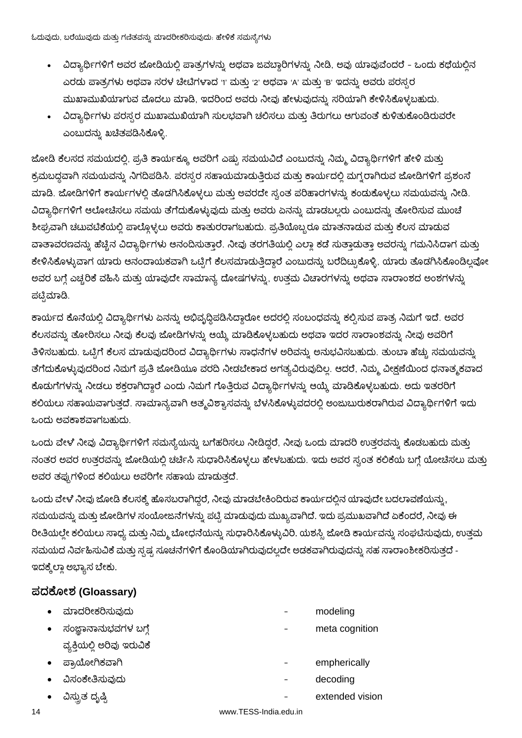- ವಿದ್ಯಾರ್ಥಿಗಳಿಗೆ ಅವರ ಜೋಡಿಯಲ್ಲಿ ಪಾತ್ರಗಳನ್ನು ಅಥವಾ ಜವಾಬ್ದಾರಿಗಳನ್ನು ನೀಡಿ, ಅವು ಯಾವುವೆಂದರೆ - ಒಂದು ಕಥೆಯಲ್ಲಿನ ಎರಡು ಪಾತ್ರಗಳು ಅಥವಾ ಸರಳ ಚೀಟಿಗಳಾದ '1' ಮತ್ತು '2' ಅಥವಾ 'A' ಮತ್ತು 'B' ಇದನ್ನು ಅವರು ಪರಸ್ಪರ ಮುಖಾಮುಖಿಯಾಗುವ ಮೊದಲು ಮಾಡಿ, ಇದರಿಂದ ಅವರು ನೀವು ಹೇಳುವುದನ್ನು ಸರಿಯಾಗಿ ಕೇಳಿಸಿಕೊಳ್ಳಬಹುದು.
- ವಿದ್ಯಾರ್ಥಿಗಳು ಪರಸ್ಪರ ಮುಖಾಮುಖಿಯಾಗಿ ಸುಲಭವಾಗಿ ಚಲಿಸಲು ಮತ್ತು ತಿರುಗಲು ಆಗುವಂತೆ ಕುಳಿತುಕೊಂಡಿರುವರೇ ಎಂಬುದನ್ನು ಖಚಿತಪಡಿಸಿಕೊಳ್ಳಿ.

ಜೋಡಿ ಕೆಲಸದ ಸಮಯದಲ್ಲಿ, ಪ್ರತಿ ಕಾರ್ಯಕ್ಕೂ ಅವರಿಗೆ ಎಷ್ಟು ಸಮಯವಿದೆ ಎಂಬುದನ್ನು ನಿಮ್ಮ ವಿದ್ಯಾರ್ಥಿಗಳಿಗೆ ಹೇಳಿ ಮತ್ತು ಕ್ರಮಬದ್ಧವಾಗಿ ಸಮಯವನ್ನು ನಿಗದಿಪಡಿಸಿ. ಪರಸ್ಪರ ಸಹಾಯಮಾಡುತ್ತಿರುವ ಮತ್ತು ಕಾರ್ಯದಲ್ಲಿ ಮಗ್ನರಾಗಿರುವ ಜೋಡಿಗಳಿಗೆ ಪ್ರಶಂಸೆ ಮಾಡಿ. ಜೋಡಿಗಳಿಗೆ ಕಾರ್ಯಗಳಲ್ಲಿ ತೊಡಗಿಸಿಕೊಳ್ಳಲು ಮತ್ತು ಅವರದೇ ಸ್ವಂತ ಪರಿಹಾರಗಳನ್ನು ಕಂಡುಕೊಳ್ಳಲು ಸಮಯವನ್ನು ನೀಡಿ. ವಿದ್ಯಾರ್ಥಿಗಳಿಗೆ ಆಲೋಚಿಸಲು ಸಮಯ ತೆಗೆದುಕೊಳ್ಳುವುದು ಮತ್ತು ಅವರು ಏನನ್ನು ಮಾಡಬಲ್ಲರು ಎಂಬುದನ್ನು ತೋರಿಸುವ ಮುಂಚೆ ಶೀಘ್ರವಾಗಿ ಚಟುವಟಿಕೆಯಲ್ಲಿ ಪಾಲ್ಗೊಳ್ಳಲು ಅವರು ಕಾತುರರಾಗಬಹುದು. ಪ್ರತಿಯೊಬ್ಬರೂ ಮಾತನಾಡುವ ಮತ್ತು ಕೆಲಸ ಮಾಡುವ ವಾತಾವರಣವನ್ನು ಹೆಚ್ಚಿನ ವಿದ್ಯಾರ್ಥಿಗಳು ಆನಂದಿಸುತ್ತಾರೆ. ನೀವು ತರಗತಿಯಲ್ಲಿ ಎಲ್ಲಾ ಕಡೆ ಸುತ್ತಾಡುತ್ತಾ ಅವರನ್ನು ಗಮನಿಸಿದಾಗ ಮತ್ತು ಕೇಳಿಸಿಕೊಳ್ಳುವಾಗ ಯಾರು ಆನಂದಾಯಕವಾಗಿ ಒಟ್ಟಿಗೆ ಕೆಲಸಮಾಡುತ್ತಿದ್ದಾರೆ ಎಂಬುದನ್ನು ಬರೆದಿಟ್ಟುಕೊಳ್ಳಿ, ಯಾರು ತೊಡಗಿಸಿಕೊಂಡಿಲ್ಲವೋ ಅವರ ಬಗ್ಗೆ ಎಚ್ಚರಿಕೆ ವಹಿಸಿ ಮತ್ತು ಯಾವುದೇ ಸಾಮಾನ್ಯ ದೋಷಗಳನ್ನು, ಉತ್ತಮ ವಿಚಾರಗಳನ್ನು ಅಥವಾ ಸಾರಾಂಶದ ಅಂಶಗಳನ್ನು ಪಟ್ಟಿಮಾಡಿ.

ಕಾರ್ಯದ ಕೊನೆಯಲ್ಲಿ ವಿದ್ಯಾರ್ಥಿಗಳು ಏನನ್ನು ಅಭಿವೃದ್ಧಿಪಡಿಸಿದ್ದಾರೋ ಅದರಲ್ಲಿ ಸಂಬಂಧವನ್ನು ಕಲ್ಪಿಸುವ ಪಾತ್ರ ನಿಮಗೆ ಇದೆ. ಅವರ ಕೆಲಸವನ್ನು ತೋರಿಸಲು ನೀವು ಕೆಲವು ಜೋಡಿಗಳನ್ನು ಆಯ್ಕೆ ಮಾಡಿಕೊಳ್ಳಬಹುದು ಅಥವಾ ಇದರ ಸಾರಾಂಶವನ್ನು ನೀವು ಅವರಿಗೆ ತಿಳಿಸಬಹುದು. ಒಟ್ಟಿಗೆ ಕೆಲಸ ಮಾಡುವುದರಿಂದ ವಿದ್ಯಾರ್ಥಿಗಳು ಸಾಧನೆಗಳ ಅರಿವನ್ನು ಅನುಭವಿಸಬಹುದು. ತುಂಬಾ ಹೆಚ್ಚು ಸಮಯವನ್ನು ತೆಗೆದುಕೊಳ್ಳುವುದರಿಂದ ನಿಮಗೆ ಪ್ರತಿ ಜೋಡಿಯೂ ವರದಿ ನೀಡಬೇಕಾದ ಅಗತ್ಯವಿರುವುದಿಲ್ಲ. ಆದರೆ, ನಿಮ್ಮ ವೀಕ್ಷಣೆಯಿಂದ ಧನಾತ್ಮಕವಾದ ಕೊಡುಗೆಗಳನ್ನು ನೀಡಲು ಶಕ್ತರಾಗಿದ್ದಾರೆ ಎಂದು ನಿಮಗೆ ಗೊತ್ತಿರುವ ವಿದ್ಯಾರ್ಥಿಗಳನ್ನು ಆಯ್ಕೆ ಮಾಡಿಕೊಳ್ಳಬಹುದು. ಅದು ಇತರರಿಗೆ ಕಲಿಯಲು ಸಹಾಯವಾಗುತ್ತದೆ. ಸಾಮಾನ್ಯವಾಗಿ ಆತ್ಮವಿಶ್ವಾಸವನ್ನು ಬೆಳಸಿಕೊಳ್ಳುವದರಲ್ಲಿ ಅಂಜುಬುರುಕರಾಗಿರುವ ವಿದ್ಯಾರ್ಥಿಗಳಿಗೆ ಇದು ಒಂದು ಅವಕಾಶವಾಗಬಹುದು.

ಒಂದು ವೇಳೆ ನೀವು ವಿದ್ಯಾರ್ಥಿಗಳಿಗೆ ಸಮಸ್ಯೆಯನ್ನು ಬಗೆಹರಿಸಲು ನೀಡಿದ್ದರೆ, ನೀವು ಒಂದು ಮಾದರಿ ಉತ್ತರವನ್ನು ಕೊಡಬಹುದು ಮತ್ತು ನಂತರ ಅವರ ಉತ್ತರವನ್ನು ಜೋಡಿಯಲ್ಲಿ ಚರ್ಚಿಸಿ ಸುಧಾರಿಸಿಕೊಳ್ಳಲು ಹೇಳಬಹುದು. ಇದು ಅವರ ಸ್ವಂತ ಕಲಿಕೆಯ ಬಗ್ಗೆ ಯೋಚಿಸಲು ಮತ್ತು ಅವರ ತಪ್ಪುಗಳಿಂದ ಕಲಿಯಲು ಅವರಿಗೇ ಸಹಾಯ ಮಾಡುತ್ತದೆ.

ಒಂದು ವೇಳೆ ನೀವು ಜೋಡಿ ಕೆಲಸಕ್ಕೆ ಹೊಸಬರಾಗಿದ್ದರೆ, ನೀವು ಮಾಡಬೇಕಿಂದಿರುವ ಕಾರ್ಯದಲ್ಲಿನ ಯಾವುದೇ ಬದಲಾವಣೆಯನ್ನು, ಸಮಯವನ್ನು ಮತ್ತು ಜೋಡಿಗಳ ಸಂಯೋಜನೆಗಳನ್ನು ಪಟ್ಟಿ ಮಾಡುವುದು ಮುಖ್ಯವಾಗಿದೆ. ಇದು ಪ್ರಮುಖವಾಗಿದೆ ಏಕೆಂದರೆ, ನೀವು ಈ ರೀತಿಯಲ್ಲೇ ಕಲಿಯಲು ಸಾಧ್ಯ ಮತ್ತು ನಿಮ್ಮ ಬೋಧನೆಯನ್ನು ಸುಧಾರಿಸಿಕೊಳ್ಳುವಿರಿ. ಯಶಸ್ವಿ ಜೋಡಿ ಕಾರ್ಯವನ್ನು ಸಂಘಟಿಸುವುದು, ಉತ್ತಮ ಸಮಯದ ನಿರ್ವಹಿಸುವಿಕೆ ಮತ್ತು ಸ್ಪಷ್ಟ ಸೂಚನೆಗಳಿಗೆ ಕೊಂಡಿಯಾಗಿರುವುದಲ್ಲದೇ ಅಡಕವಾಗಿರುವುದನ್ನು ಸಹ ಸಾರಾಂಶೀಕರಿಸುತ್ತದೆ - ಇದಕ್ಕೆಲ್ಲಾ ಅಭ್ಯಾಸ ಬೇಕು.

## ಪದಕೋಶ (Gloassary)

- ಮಾದರೀಕರಿಸುವುದು - modeling
- ಸಂಜ್ಞಾನಾನುಭವಗಳ ಬಗ್ಗೆ ವ್ಯಕ್ತಿಯಲ್ಲಿ ಅರಿವು ಇರುವಿಕೆ - meta cognition
- ಪ್ರಾಯೋಗಿಕವಾಗಿ - empherically
- ವಿಸಂಕೇತಿಸುವುದು - decoding
- ವಿಸ್ತೃತ ದೃಷ್ಟಿ - extended vision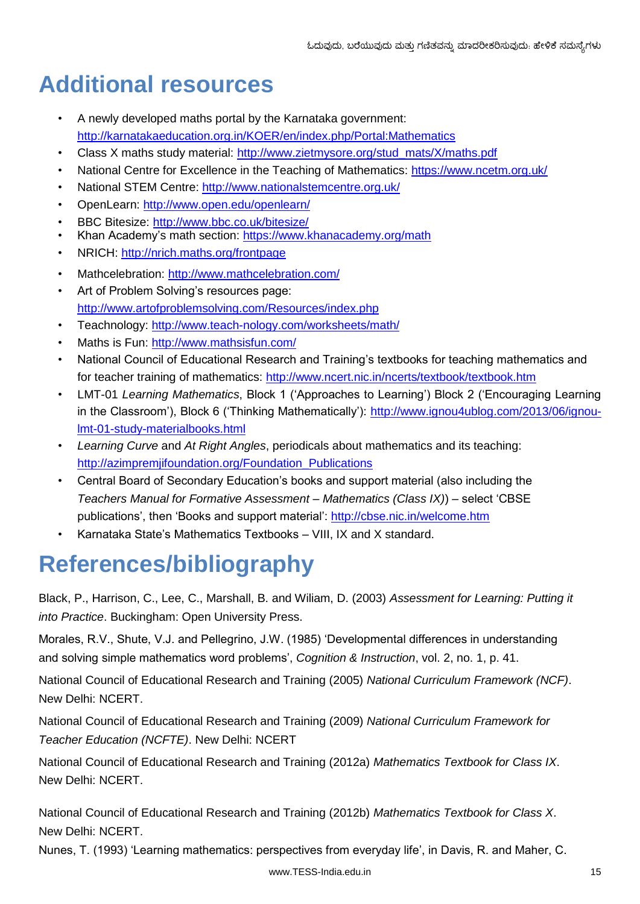# Additional resources

- A newly developed maths portal by the Karnataka government: http://karnatakaeducation.org.in/KOER/en/index.php/Portal:Mathematics
- Class X maths study material: http://www.zietmysore.org/stud_mats/X/maths.pdf
- National Centre for Excellence in the Teaching of Mathematics: https://www.ncetm.org.uk/
- National STEM Centre: http://www.nationalstemcentre.org.uk/
- OpenLearn: http://www.open.edu/openlearn/
- BBC Bitesize: http://www.bbc.co.uk/bitesize/
- Khan Academy's math section: https://www.khanacademy.org/math
- NRICH: http://nrich.maths.org/frontpage
- Mathcelebration: http://www.mathcelebration.com/
- Art of Problem Solving's resources page: http://www.artofproblemsolving.com/Resources/index.php
- Teachnology: http://www.teach-nology.com/worksheets/math/
- Maths is Fun: http://www.mathsisfun.com/
- National Council of Educational Research and Training's textbooks for teaching mathematics and for teacher training of mathematics: http://www.ncert.nic.in/ncerts/textbook/textbook.htm
- LMT-01 *Learning Mathematics*, Block 1 ('Approaches to Learning') Block 2 ('Encouraging Learning in the Classroom'), Block 6 ('Thinking Mathematically'): http://www.ignou4ublog.com/2013/06/ignou-lmt-01-study-materialbooks.html
- *Learning Curve* and *At Right Angles*, periodicals about mathematics and its teaching: http://azimpremjifoundation.org/Foundation_Publications
- Central Board of Secondary Education's books and support material (also including the *Teachers Manual for Formative Assessment – Mathematics (Class IX)*) – select 'CBSE publications', then 'Books and support material': http://cbse.nic.in/welcome.htm
- Karnataka State's Mathematics Textbooks – VIII, IX and X standard.

# References/bibliography

Black, P., Harrison, C., Lee, C., Marshall, B. and Wiliam, D. (2003) *Assessment for Learning: Putting it into Practice*. Buckingham: Open University Press.

Morales, R.V., Shute, V.J. and Pellegrino, J.W. (1985) 'Developmental differences in understanding and solving simple mathematics word problems', *Cognition & Instruction*, vol. 2, no. 1, p. 41.

National Council of Educational Research and Training (2005) *National Curriculum Framework (NCF)*. New Delhi: NCERT.

National Council of Educational Research and Training (2009) *National Curriculum Framework for Teacher Education (NCFTE)*. New Delhi: NCERT

National Council of Educational Research and Training (2012a) *Mathematics Textbook for Class IX*. New Delhi: NCERT.

National Council of Educational Research and Training (2012b) *Mathematics Textbook for Class X*. New Delhi: NCERT.

Nunes, T. (1993) 'Learning mathematics: perspectives from everyday life', in Davis, R. and Maher, C.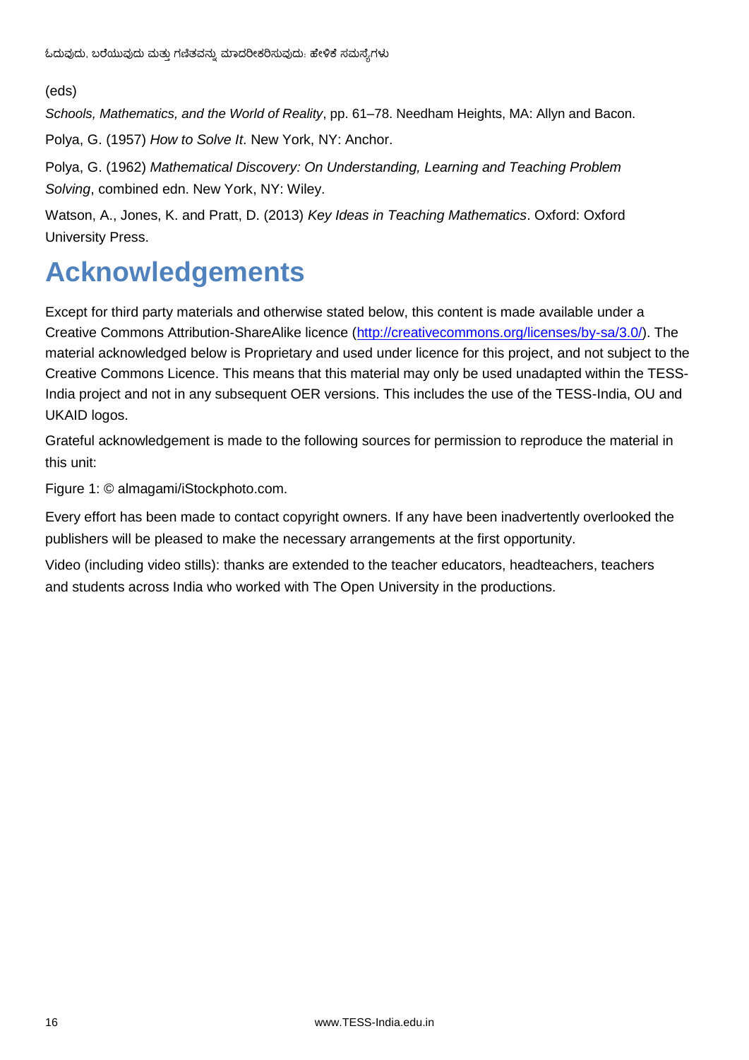(eds)

*Schools, Mathematics, and the World of Reality*, pp. 61–78. Needham Heights, MA: Allyn and Bacon.

Polya, G. (1957) *How to Solve It*. New York, NY: Anchor.

Polya, G. (1962) *Mathematical Discovery: On Understanding, Learning and Teaching Problem Solving*, combined edn. New York, NY: Wiley.

Watson, A., Jones, K. and Pratt, D. (2013) *Key Ideas in Teaching Mathematics*. Oxford: Oxford University Press.

# Acknowledgements

Except for third party materials and otherwise stated below, this content is made available under a Creative Commons Attribution-ShareAlike licence (http://creativecommons.org/licenses/by-sa/3.0/). The material acknowledged below is Proprietary and used under licence for this project, and not subject to the Creative Commons Licence. This means that this material may only be used unadapted within the TESS-India project and not in any subsequent OER versions. This includes the use of the TESS-India, OU and UKAID logos.

Grateful acknowledgement is made to the following sources for permission to reproduce the material in this unit:

Figure 1: © almagami/iStockphoto.com.

Every effort has been made to contact copyright owners. If any have been inadvertently overlooked the publishers will be pleased to make the necessary arrangements at the first opportunity.

Video (including video stills): thanks are extended to the teacher educators, headteachers, teachers and students across India who worked with The Open University in the productions.